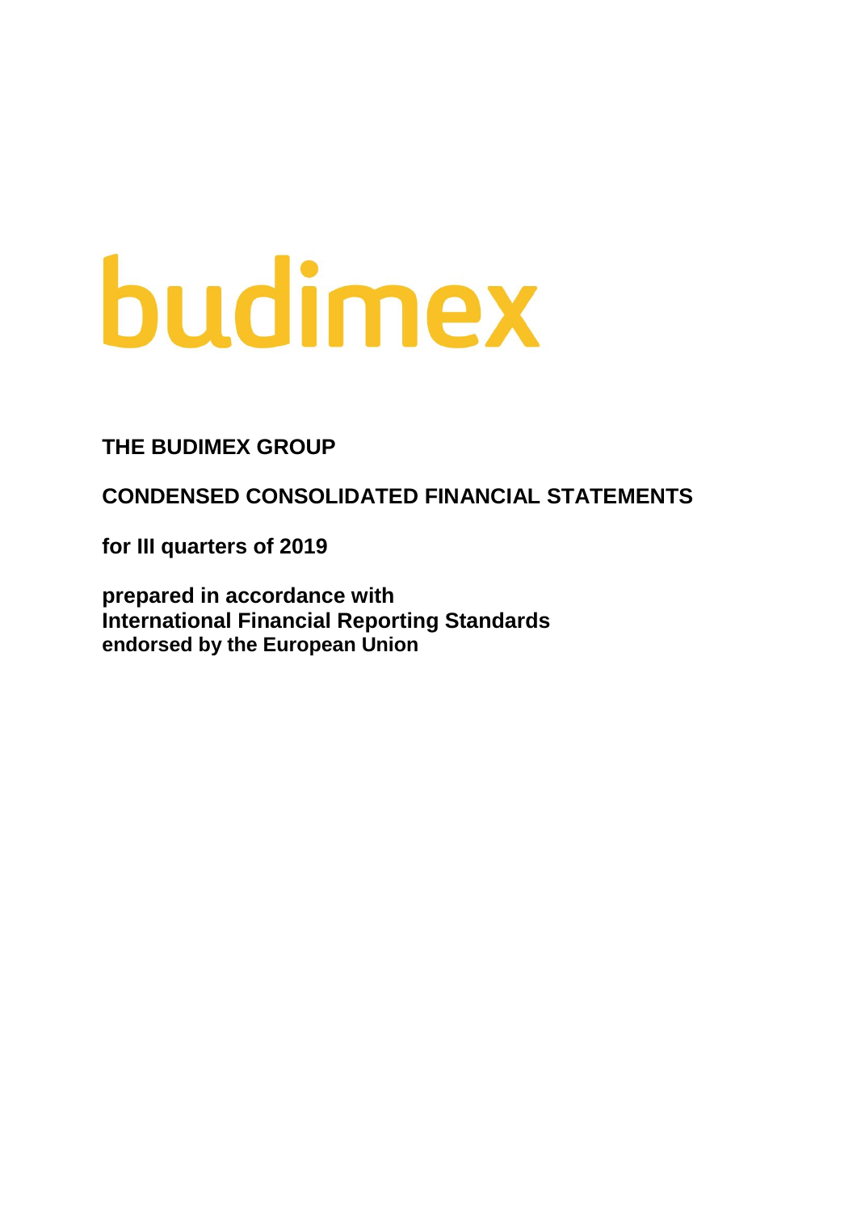budimex

# THE BUDIMEX GROUP

## CONDENSED CONSOLIDATED FINANCIAL STATEMENTS

**for III quarters of 2019**

**prepared in accordance with**
**International Financial Reporting Standards**
**endorsed by the European Union**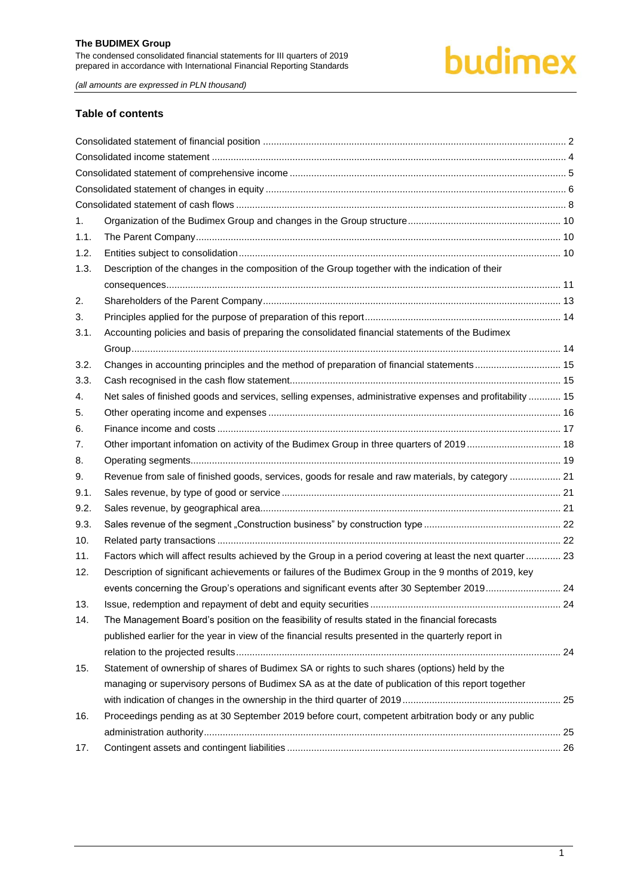## Table of contents

| | | |
|---|---|---|
| Consolidated statement of financial position | | 2 |
| Consolidated income statement | | 4 |
| Consolidated statement of comprehensive income | | 5 |
| Consolidated statement of changes in equity | | 6 |
| Consolidated statement of cash flows | | 8 |
| 1. | Organization of the Budimex Group and changes in the Group structure | 10 |
| 1.1. | The Parent Company | 10 |
| 1.2. | Entities subject to consolidation | 10 |
| 1.3. | Description of the changes in the composition of the Group together with the indication of their consequences | 11 |
| 2. | Shareholders of the Parent Company | 13 |
| 3. | Principles applied for the purpose of preparation of this report | 14 |
| 3.1. | Accounting policies and basis of preparing the consolidated financial statements of the Budimex Group | 14 |
| 3.2. | Changes in accounting principles and the method of preparation of financial statements | 15 |
| 3.3. | Cash recognised in the cash flow statement | 15 |
| 4. | Net sales of finished goods and services, selling expenses, administrative expenses and profitability | 15 |
| 5. | Other operating income and expenses | 16 |
| 6. | Finance income and costs | 17 |
| 7. | Other important infomation on activity of the Budimex Group in three quarters of 2019 | 18 |
| 8. | Operating segments | 19 |
| 9. | Revenue from sale of finished goods, services, goods for resale and raw materials, by category | 21 |
| 9.1. | Sales revenue, by type of good or service | 21 |
| 9.2. | Sales revenue, by geographical area | 21 |
| 9.3. | Sales revenue of the segment „Construction business" by construction type | 22 |
| 10. | Related party transactions | 22 |
| 11. | Factors which will affect results achieved by the Group in a period covering at least the next quarter | 23 |
| 12. | Description of significant achievements or failures of the Budimex Group in the 9 months of 2019, key events concerning the Group's operations and significant events after 30 September 2019 | 24 |
| 13. | Issue, redemption and repayment of debt and equity securities | 24 |
| 14. | The Management Board's position on the feasibility of results stated in the financial forecasts published earlier for the year in view of the financial results presented in the quarterly report in relation to the projected results | 24 |
| 15. | Statement of ownership of shares of Budimex SA or rights to such shares (options) held by the managing or supervisory persons of Budimex SA as at the date of publication of this report together with indication of changes in the ownership in the third quarter of 2019 | 25 |
| 16. | Proceedings pending as at 30 September 2019 before court, competent arbitration body or any public administration authority | 25 |
| 17. | Contingent assets and contingent liabilities | 26 |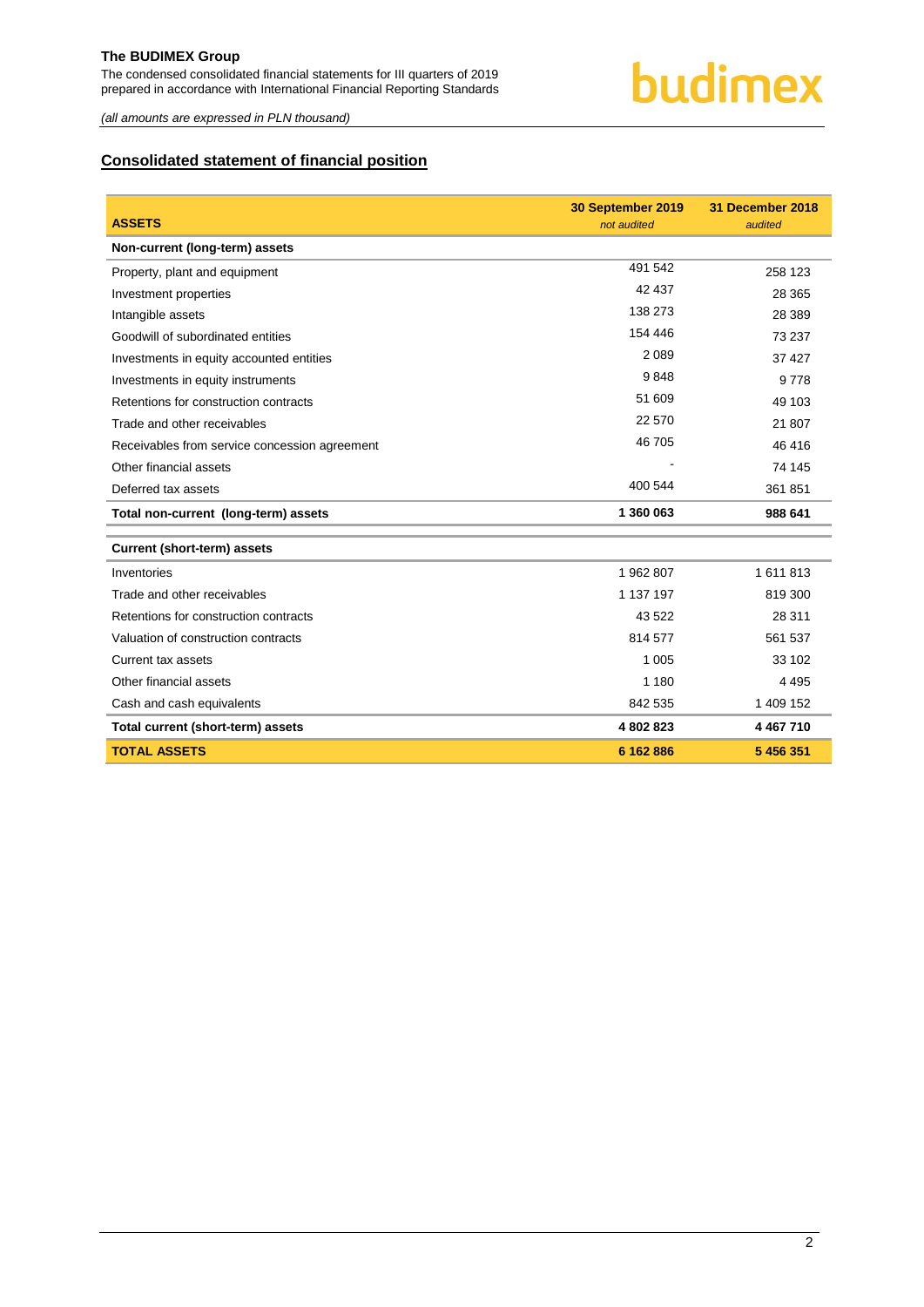## Consolidated statement of financial position

| ASSETS | 30 September 2019 *not audited* | 31 December 2018 *audited* |
|---|---|---|
| **Non-current (long-term) assets** | | |
| Property, plant and equipment | 491 542 | 258 123 |
| Investment properties | 42 437 | 28 365 |
| Intangible assets | 138 273 | 28 389 |
| Goodwill of subordinated entities | 154 446 | 73 237 |
| Investments in equity accounted entities | 2 089 | 37 427 |
| Investments in equity instruments | 9 848 | 9 778 |
| Retentions for construction contracts | 51 609 | 49 103 |
| Trade and other receivables | 22 570 | 21 807 |
| Receivables from service concession agreement | 46 705 | 46 416 |
| Other financial assets | - | 74 145 |
| Deferred tax assets | 400 544 | 361 851 |
| **Total non-current (long-term) assets** | **1 360 063** | **988 641** |
| **Current (short-term) assets** | | |
| Inventories | 1 962 807 | 1 611 813 |
| Trade and other receivables | 1 137 197 | 819 300 |
| Retentions for construction contracts | 43 522 | 28 311 |
| Valuation of construction contracts | 814 577 | 561 537 |
| Current tax assets | 1 005 | 33 102 |
| Other financial assets | 1 180 | 4 495 |
| Cash and cash equivalents | 842 535 | 1 409 152 |
| **Total current (short-term) assets** | **4 802 823** | **4 467 710** |
| **TOTAL ASSETS** | **6 162 886** | **5 456 351** |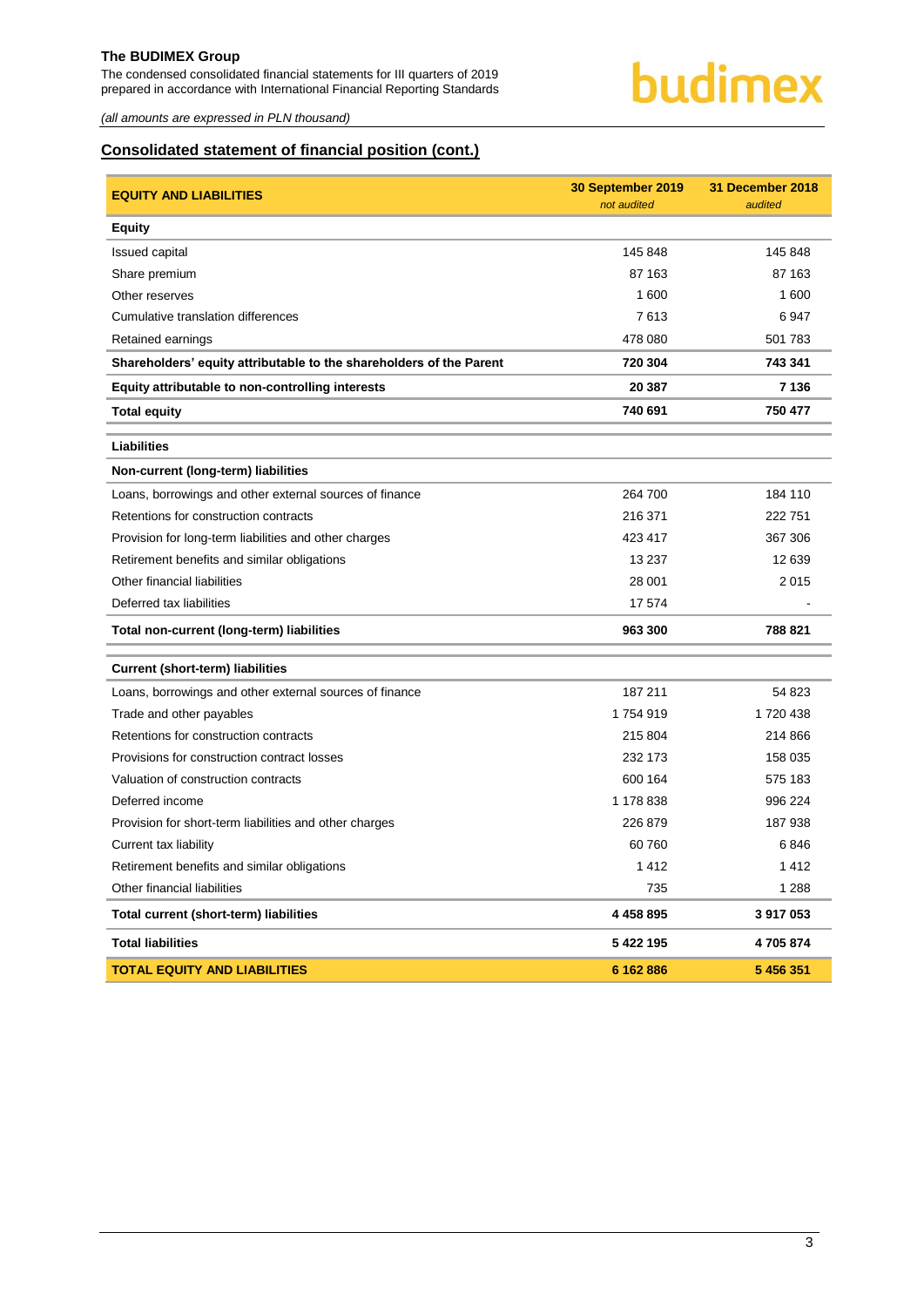*(all amounts are expressed in PLN thousand)*

## Consolidated statement of financial position (cont.)

| EQUITY AND LIABILITIES | 30 September 2019 *not audited* | 31 December 2018 *audited* |
|---|---|---|
| **Equity** | | |
| Issued capital | 145 848 | 145 848 |
| Share premium | 87 163 | 87 163 |
| Other reserves | 1 600 | 1 600 |
| Cumulative translation differences | 7 613 | 6 947 |
| Retained earnings | 478 080 | 501 783 |
| **Shareholders' equity attributable to the shareholders of the Parent** | **720 304** | **743 341** |
| **Equity attributable to non-controlling interests** | **20 387** | **7 136** |
| **Total equity** | **740 691** | **750 477** |
| **Liabilities** | | |
| **Non-current (long-term) liabilities** | | |
| Loans, borrowings and other external sources of finance | 264 700 | 184 110 |
| Retentions for construction contracts | 216 371 | 222 751 |
| Provision for long-term liabilities and other charges | 423 417 | 367 306 |
| Retirement benefits and similar obligations | 13 237 | 12 639 |
| Other financial liabilities | 28 001 | 2 015 |
| Deferred tax liabilities | 17 574 | - |
| **Total non-current (long-term) liabilities** | **963 300** | **788 821** |
| **Current (short-term) liabilities** | | |
| Loans, borrowings and other external sources of finance | 187 211 | 54 823 |
| Trade and other payables | 1 754 919 | 1 720 438 |
| Retentions for construction contracts | 215 804 | 214 866 |
| Provisions for construction contract losses | 232 173 | 158 035 |
| Valuation of construction contracts | 600 164 | 575 183 |
| Deferred income | 1 178 838 | 996 224 |
| Provision for short-term liabilities and other charges | 226 879 | 187 938 |
| Current tax liability | 60 760 | 6 846 |
| Retirement benefits and similar obligations | 1 412 | 1 412 |
| Other financial liabilities | 735 | 1 288 |
| **Total current (short-term) liabilities** | **4 458 895** | **3 917 053** |
| **Total liabilities** | **5 422 195** | **4 705 874** |
| **TOTAL EQUITY AND LIABILITIES** | **6 162 886** | **5 456 351** |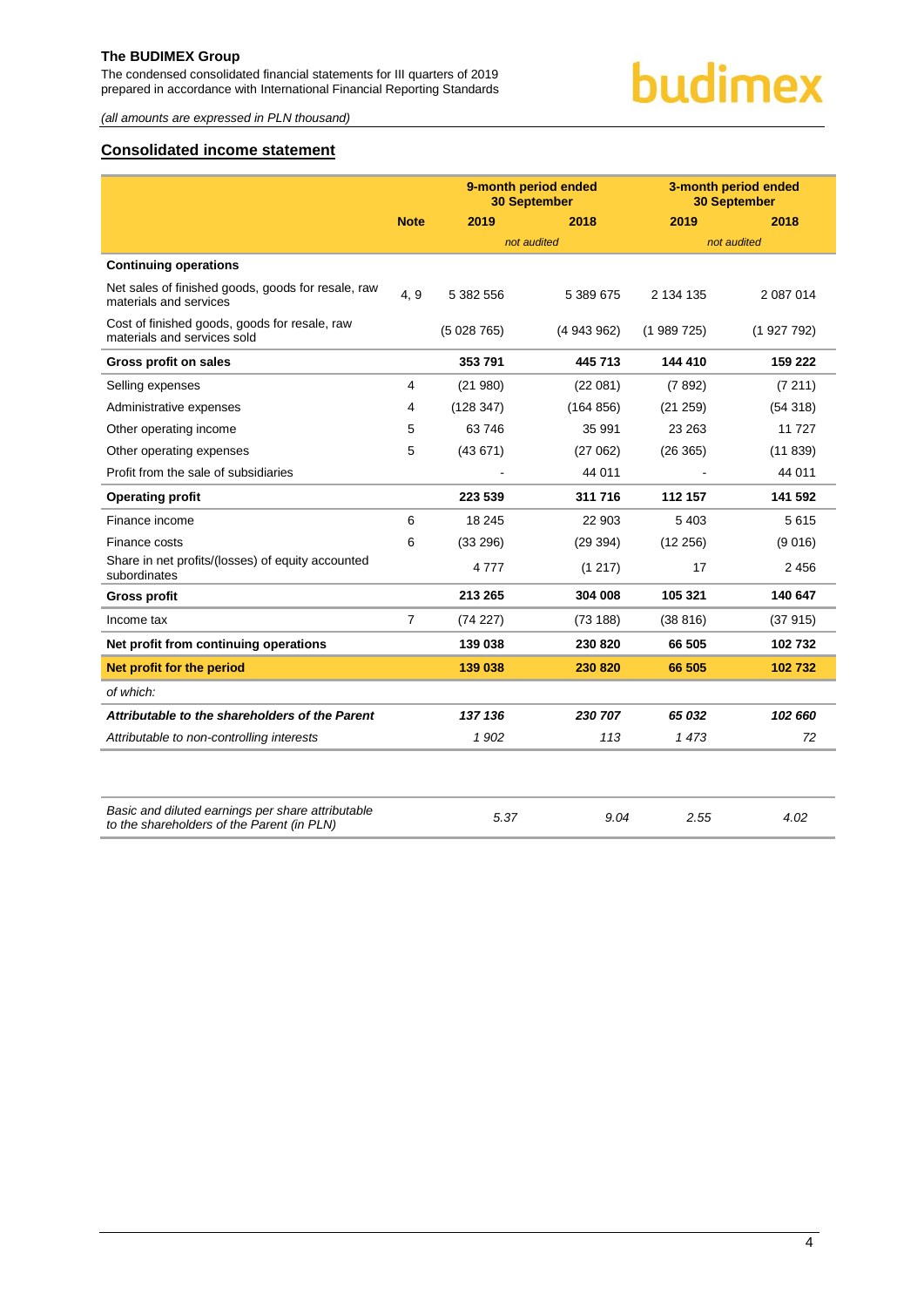## Consolidated income statement

| | Note | 9-month period ended 30 September | | 3-month period ended 30 September | |
|---|---|---|---|---|---|
| | | 2019 | 2018 | 2019 | 2018 |
| | | *not audited* | | *not audited* | |
| **Continuing operations** | | | | | |
| Net sales of finished goods, goods for resale, raw materials and services | 4, 9 | 5 382 556 | 5 389 675 | 2 134 135 | 2 087 014 |
| Cost of finished goods, goods for resale, raw materials and services sold | | (5 028 765) | (4 943 962) | (1 989 725) | (1 927 792) |
| **Gross profit on sales** | | **353 791** | **445 713** | **144 410** | **159 222** |
| Selling expenses | 4 | (21 980) | (22 081) | (7 892) | (7 211) |
| Administrative expenses | 4 | (128 347) | (164 856) | (21 259) | (54 318) |
| Other operating income | 5 | 63 746 | 35 991 | 23 263 | 11 727 |
| Other operating expenses | 5 | (43 671) | (27 062) | (26 365) | (11 839) |
| Profit from the sale of subsidiaries | | - | 44 011 | - | 44 011 |
| **Operating profit** | | **223 539** | **311 716** | **112 157** | **141 592** |
| Finance income | 6 | 18 245 | 22 903 | 5 403 | 5 615 |
| Finance costs | 6 | (33 296) | (29 394) | (12 256) | (9 016) |
| Share in net profits/(losses) of equity accounted subordinates | | 4 777 | (1 217) | 17 | 2 456 |
| **Gross profit** | | **213 265** | **304 008** | **105 321** | **140 647** |
| Income tax | 7 | (74 227) | (73 188) | (38 816) | (37 915) |
| **Net profit from continuing operations** | | **139 038** | **230 820** | **66 505** | **102 732** |
| **Net profit for the period** | | **139 038** | **230 820** | **66 505** | **102 732** |
| *of which:* | | | | | |
| ***Attributable to the shareholders of the Parent*** | | ***137 136*** | ***230 707*** | ***65 032*** | ***102 660*** |
| *Attributable to non-controlling interests* | | *1 902* | *113* | *1 473* | *72* |
| | | | | | |
| *Basic and diluted earnings per share attributable to the shareholders of the Parent (in PLN)* | | *5.37* | *9.04* | *2.55* | *4.02* |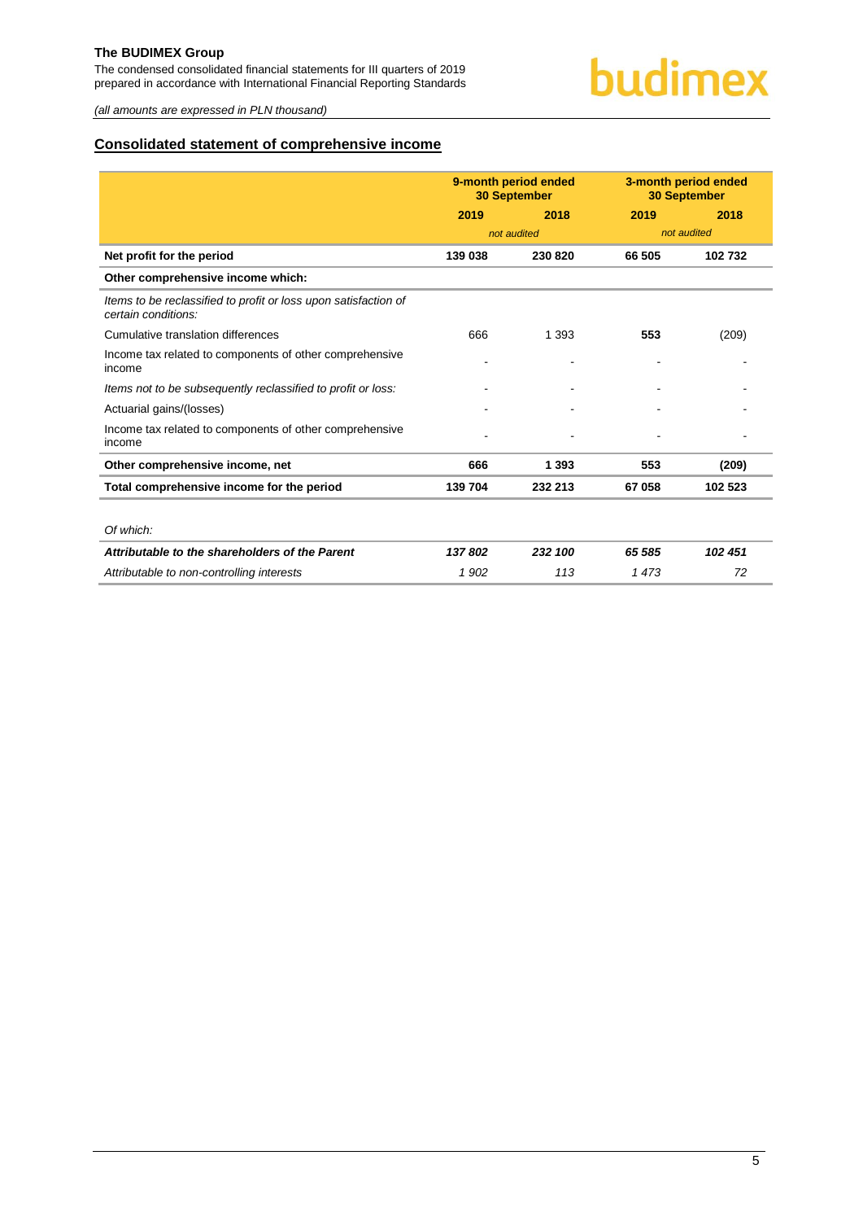## Consolidated statement of comprehensive income

| | 9-month period ended 30 September | | 3-month period ended 30 September | |
|---|---|---|---|---|
| | 2019 | 2018 | 2019 | 2018 |
| | not audited | | not audited | |
| **Net profit for the period** | **139 038** | **230 820** | **66 505** | **102 732** |
| **Other comprehensive income which:** | | | | |
| *Items to be reclassified to profit or loss upon satisfaction of certain conditions:* | | | | |
| Cumulative translation differences | 666 | 1 393 | **553** | (209) |
| Income tax related to components of other comprehensive income | - | - | - | - |
| *Items not to be subsequently reclassified to profit or loss:* | - | - | - | - |
| Actuarial gains/(losses) | - | - | - | - |
| Income tax related to components of other comprehensive income | - | - | - | - |
| **Other comprehensive income, net** | **666** | **1 393** | **553** | **(209)** |
| **Total comprehensive income for the period** | **139 704** | **232 213** | **67 058** | **102 523** |
| | | | | |
| *Of which:* | | | | |
| ***Attributable to the shareholders of the Parent*** | ***137 802*** | ***232 100*** | ***65 585*** | ***102 451*** |
| *Attributable to non-controlling interests* | *1 902* | *113* | *1 473* | *72* |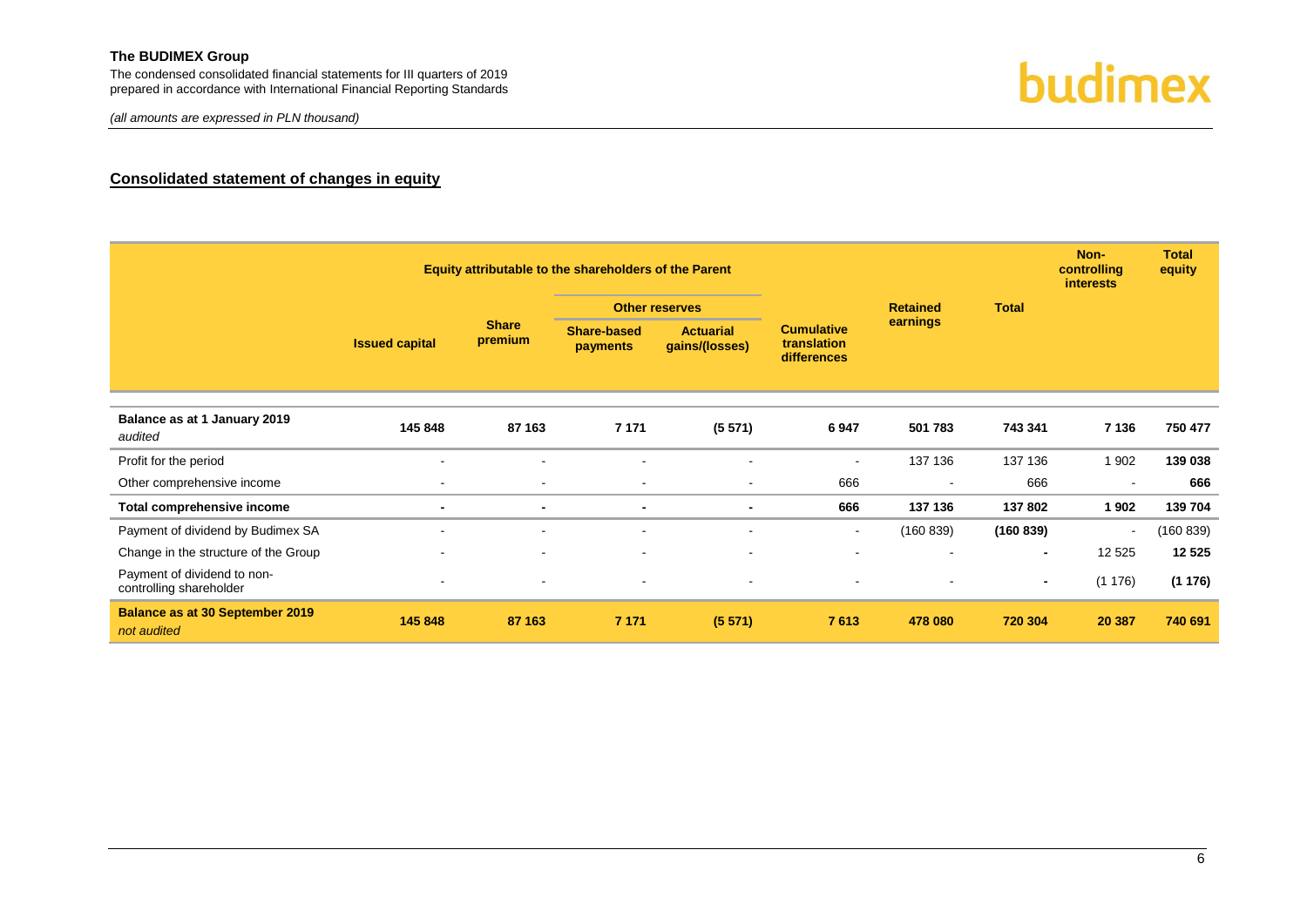## Consolidated statement of changes in equity

| | Equity attributable to the shareholders of the Parent | | | | | | | Non-controlling interests | Total equity |
|---|---|---|---|---|---|---|---|---|---|
| | | | Other reserves | | | Retained earnings | Total | | |
| | Issued capital | Share premium | Share-based payments | Actuarial gains/(losses) | Cumulative translation differences | | | | |
| **Balance as at 1 January 2019** *audited* | **145 848** | **87 163** | **7 171** | **(5 571)** | **6 947** | **501 783** | **743 341** | **7 136** | **750 477** |
| Profit for the period | - | - | - | - | - | 137 136 | 137 136 | 1 902 | **139 038** |
| Other comprehensive income | - | - | - | - | 666 | - | 666 | - | **666** |
| **Total comprehensive income** | **-** | **-** | **-** | **-** | **666** | **137 136** | **137 802** | **1 902** | **139 704** |
| Payment of dividend by Budimex SA | - | - | - | - | - | (160 839) | **(160 839)** | - | (160 839) |
| Change in the structure of the Group | - | - | - | - | - | - | **-** | 12 525 | **12 525** |
| Payment of dividend to non-controlling shareholder | - | - | - | - | - | - | **-** | (1 176) | **(1 176)** |
| **Balance as at 30 September 2019** *not audited* | **145 848** | **87 163** | **7 171** | **(5 571)** | **7 613** | **478 080** | **720 304** | **20 387** | **740 691** |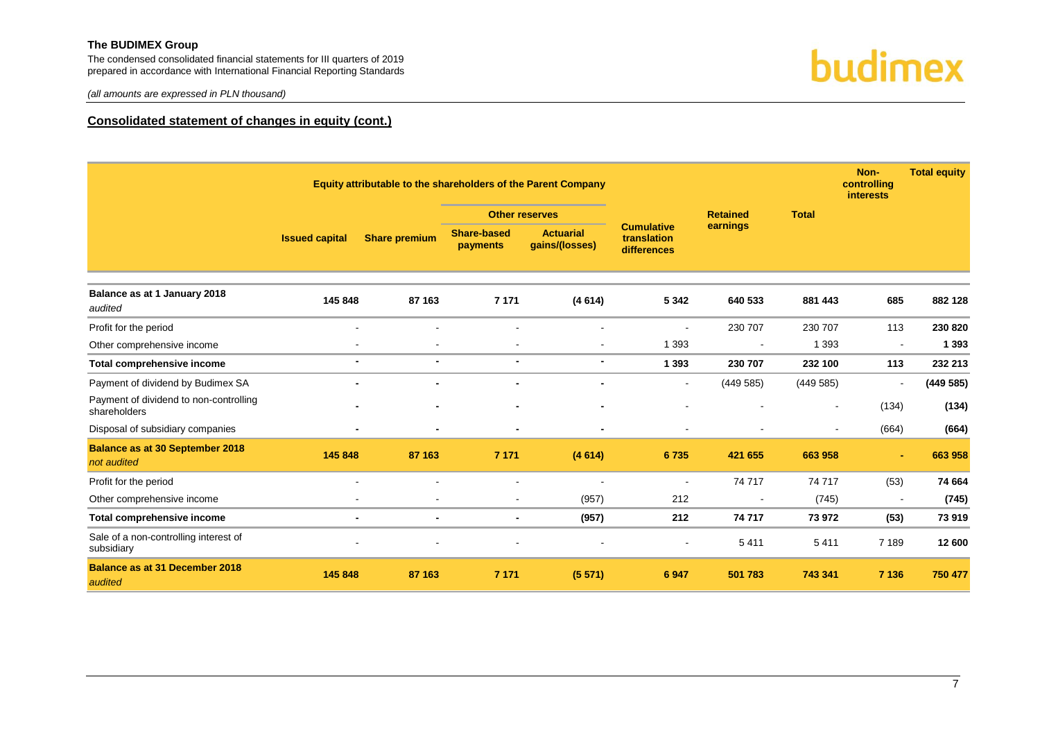## Consolidated statement of changes in equity (cont.)

| | Equity attributable to the shareholders of the Parent Company | | | | | | | Non-controlling interests | Total equity |
|---|---|---|---|---|---|---|---|---|---|
| | | | Other reserves | | | | | | |
| | Issued capital | Share premium | Share-based payments | Actuarial gains/(losses) | Cumulative translation differences | Retained earnings | Total | | |
| **Balance as at 1 January 2018** *audited* | **145 848** | **87 163** | **7 171** | **(4 614)** | **5 342** | **640 533** | **881 443** | **685** | **882 128** |
| Profit for the period | - | - | - | - | - | 230 707 | 230 707 | 113 | **230 820** |
| Other comprehensive income | - | - | - | - | 1 393 | - | 1 393 | - | **1 393** |
| **Total comprehensive income** | **-** | **-** | **-** | **-** | **1 393** | **230 707** | **232 100** | **113** | **232 213** |
| Payment of dividend by Budimex SA | **-** | **-** | **-** | **-** | - | (449 585) | (449 585) | - | **(449 585)** |
| Payment of dividend to non-controlling shareholders | **-** | **-** | **-** | **-** | - | - | - | (134) | **(134)** |
| Disposal of subsidiary companies | **-** | **-** | **-** | **-** | - | - | - | (664) | **(664)** |
| **Balance as at 30 September 2018** *not audited* | **145 848** | **87 163** | **7 171** | **(4 614)** | **6 735** | **421 655** | **663 958** | **-** | **663 958** |
| Profit for the period | - | - | - | - | - | 74 717 | 74 717 | (53) | **74 664** |
| Other comprehensive income | - | - | - | (957) | 212 | - | (745) | - | **(745)** |
| **Total comprehensive income** | **-** | **-** | **-** | **(957)** | **212** | **74 717** | **73 972** | **(53)** | **73 919** |
| Sale of a non-controlling interest of subsidiary | - | - | - | - | - | 5 411 | 5 411 | 7 189 | **12 600** |
| **Balance as at 31 December 2018** *audited* | **145 848** | **87 163** | **7 171** | **(5 571)** | **6 947** | **501 783** | **743 341** | **7 136** | **750 477** |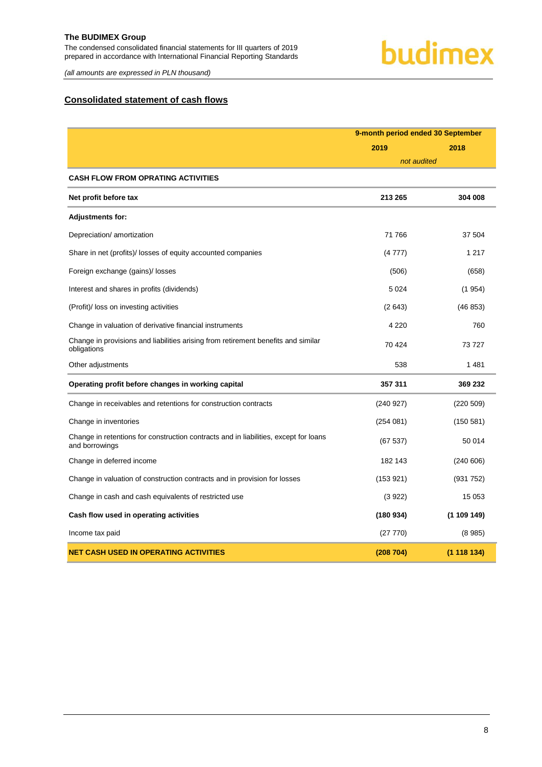## Consolidated statement of cash flows

| | 9-month period ended 30 September | |
|---|---|---|
| | 2019 | 2018 |
| | *not audited* | |
| **CASH FLOW FROM OPRATING ACTIVITIES** | | |
| **Net profit before tax** | **213 265** | **304 008** |
| **Adjustments for:** | | |
| Depreciation/ amortization | 71 766 | 37 504 |
| Share in net (profits)/ losses of equity accounted companies | (4 777) | 1 217 |
| Foreign exchange (gains)/ losses | (506) | (658) |
| Interest and shares in profits (dividends) | 5 024 | (1 954) |
| (Profit)/ loss on investing activities | (2 643) | (46 853) |
| Change in valuation of derivative financial instruments | 4 220 | 760 |
| Change in provisions and liabilities arising from retirement benefits and similar obligations | 70 424 | 73 727 |
| Other adjustments | 538 | 1 481 |
| **Operating profit before changes in working capital** | **357 311** | **369 232** |
| Change in receivables and retentions for construction contracts | (240 927) | (220 509) |
| Change in inventories | (254 081) | (150 581) |
| Change in retentions for construction contracts and in liabilities, except for loans and borrowings | (67 537) | 50 014 |
| Change in deferred income | 182 143 | (240 606) |
| Change in valuation of construction contracts and in provision for losses | (153 921) | (931 752) |
| Change in cash and cash equivalents of restricted use | (3 922) | 15 053 |
| **Cash flow used in operating activities** | **(180 934)** | **(1 109 149)** |
| Income tax paid | (27 770) | (8 985) |
| **NET CASH USED IN OPERATING ACTIVITIES** | **(208 704)** | **(1 118 134)** |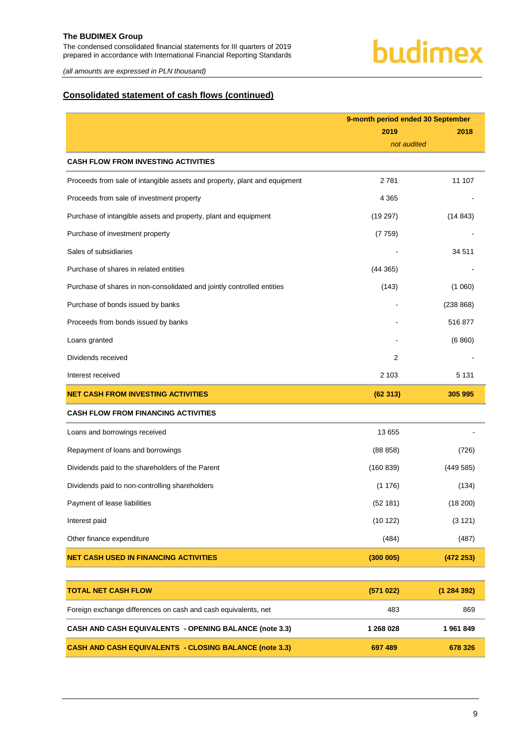## Consolidated statement of cash flows (continued)

| | 9-month period ended 30 September | |
|---|---|---|
| | 2019 | 2018 |
| | *not audited* | |
| **CASH FLOW FROM INVESTING ACTIVITIES** | | |
| Proceeds from sale of intangible assets and property, plant and equipment | 2 781 | 11 107 |
| Proceeds from sale of investment property | 4 365 | - |
| Purchase of intangible assets and property, plant and equipment | (19 297) | (14 843) |
| Purchase of investment property | (7 759) | - |
| Sales of subsidiaries | - | 34 511 |
| Purchase of shares in related entities | (44 365) | - |
| Purchase of shares in non-consolidated and jointly controlled entities | (143) | (1 060) |
| Purchase of bonds issued by banks | - | (238 868) |
| Proceeds from bonds issued by banks | - | 516 877 |
| Loans granted | - | (6 860) |
| Dividends received | 2 | - |
| Interest received | 2 103 | 5 131 |
| **NET CASH FROM INVESTING ACTIVITIES** | **(62 313)** | **305 995** |
| **CASH FLOW FROM FINANCING ACTIVITIES** | | |
| Loans and borrowings received | 13 655 | - |
| Repayment of loans and borrowings | (88 858) | (726) |
| Dividends paid to the shareholders of the Parent | (160 839) | (449 585) |
| Dividends paid to non-controlling shareholders | (1 176) | (134) |
| Payment of lease liabilities | (52 181) | (18 200) |
| Interest paid | (10 122) | (3 121) |
| Other finance expenditure | (484) | (487) |
| **NET CASH USED IN FINANCING ACTIVITIES** | **(300 005)** | **(472 253)** |
| **TOTAL NET CASH FLOW** | **(571 022)** | **(1 284 392)** |
| Foreign exchange differences on cash and cash equivalents, net | 483 | 869 |
| **CASH AND CASH EQUIVALENTS - OPENING BALANCE (note 3.3)** | **1 268 028** | **1 961 849** |
| **CASH AND CASH EQUIVALENTS - CLOSING BALANCE (note 3.3)** | **697 489** | **678 326** |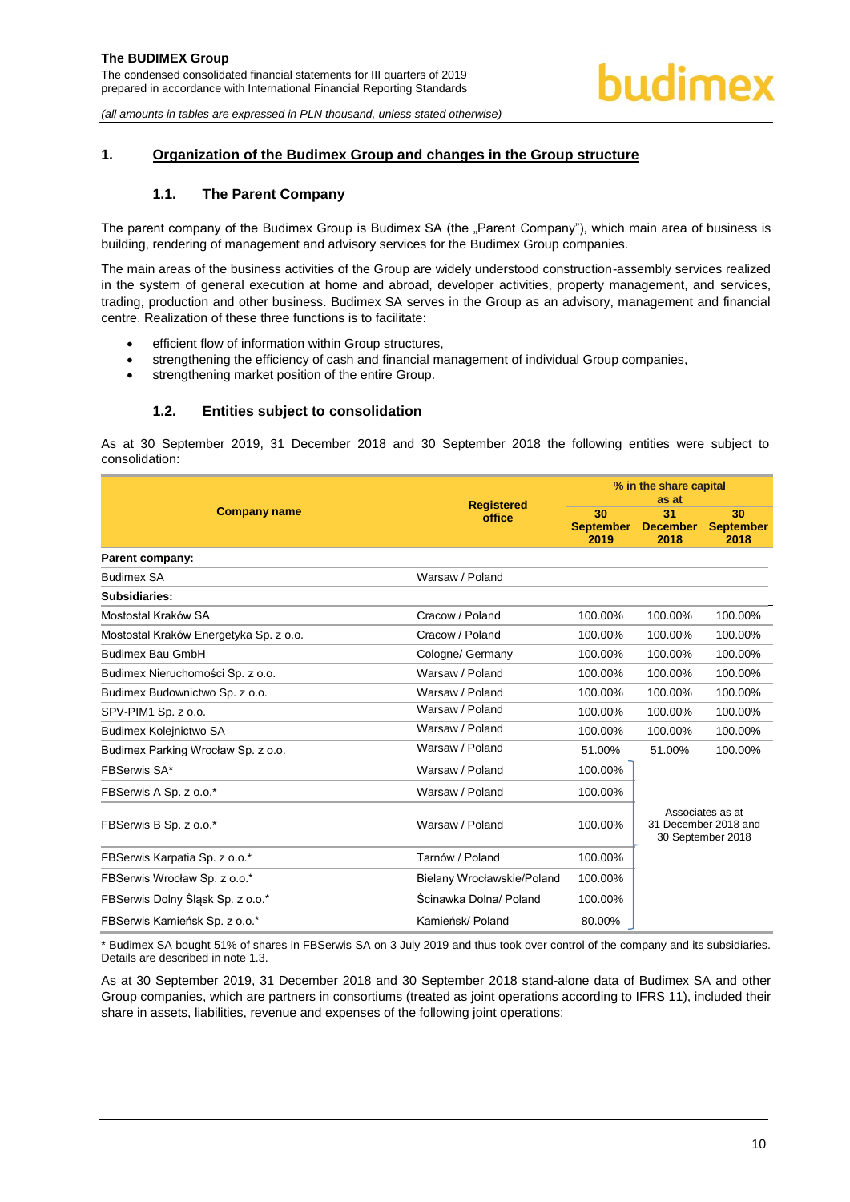## 1. Organization of the Budimex Group and changes in the Group structure

### 1.1. The Parent Company

The parent company of the Budimex Group is Budimex SA (the „Parent Company"), which main area of business is building, rendering of management and advisory services for the Budimex Group companies.

The main areas of the business activities of the Group are widely understood construction-assembly services realized in the system of general execution at home and abroad, developer activities, property management, and services, trading, production and other business. Budimex SA serves in the Group as an advisory, management and financial centre. Realization of these three functions is to facilitate:

- efficient flow of information within Group structures,
- strengthening the efficiency of cash and financial management of individual Group companies,
- strengthening market position of the entire Group.

### 1.2. Entities subject to consolidation

As at 30 September 2019, 31 December 2018 and 30 September 2018 the following entities were subject to consolidation:

| Company name | Registered office | % in the share capital as at | | |
|---|---|---|---|---|
| | | 30 September 2019 | 31 December 2018 | 30 September 2018 |
| **Parent company:** | | | | |
| Budimex SA | Warsaw / Poland | | | |
| **Subsidiaries:** | | | | |
| Mostostal Kraków SA | Cracow / Poland | 100.00% | 100.00% | 100.00% |
| Mostostal Kraków Energetyka Sp. z o.o. | Cracow / Poland | 100.00% | 100.00% | 100.00% |
| Budimex Bau GmbH | Cologne/ Germany | 100.00% | 100.00% | 100.00% |
| Budimex Nieruchomości Sp. z o.o. | Warsaw / Poland | 100.00% | 100.00% | 100.00% |
| Budimex Budownictwo Sp. z o.o. | Warsaw / Poland | 100.00% | 100.00% | 100.00% |
| SPV-PIM1 Sp. z o.o. | Warsaw / Poland | 100.00% | 100.00% | 100.00% |
| Budimex Kolejnictwo SA | Warsaw / Poland | 100.00% | 100.00% | 100.00% |
| Budimex Parking Wrocław Sp. z o.o. | Warsaw / Poland | 51.00% | 51.00% | 100.00% |
| FBSerwis SA* | Warsaw / Poland | 100.00% | Associates as at 31 December 2018 and 30 September 2018 | |
| FBSerwis A Sp. z o.o.* | Warsaw / Poland | 100.00% | | |
| FBSerwis B Sp. z o.o.* | Warsaw / Poland | 100.00% | | |
| FBSerwis Karpatia Sp. z o.o.* | Tarnów / Poland | 100.00% | | |
| FBSerwis Wrocław Sp. z o.o.* | Bielany Wrocławskie/Poland | 100.00% | | |
| FBSerwis Dolny Śląsk Sp. z o.o.* | Ścinawka Dolna/ Poland | 100.00% | | |
| FBSerwis Kamieńsk Sp. z o.o.* | Kamieńsk/ Poland | 80.00% | | |

* Budimex SA bought 51% of shares in FBSerwis SA on 3 July 2019 and thus took over control of the company and its subsidiaries. Details are described in note 1.3.

As at 30 September 2019, 31 December 2018 and 30 September 2018 stand-alone data of Budimex SA and other Group companies, which are partners in consortiums (treated as joint operations according to IFRS 11), included their share in assets, liabilities, revenue and expenses of the following joint operations: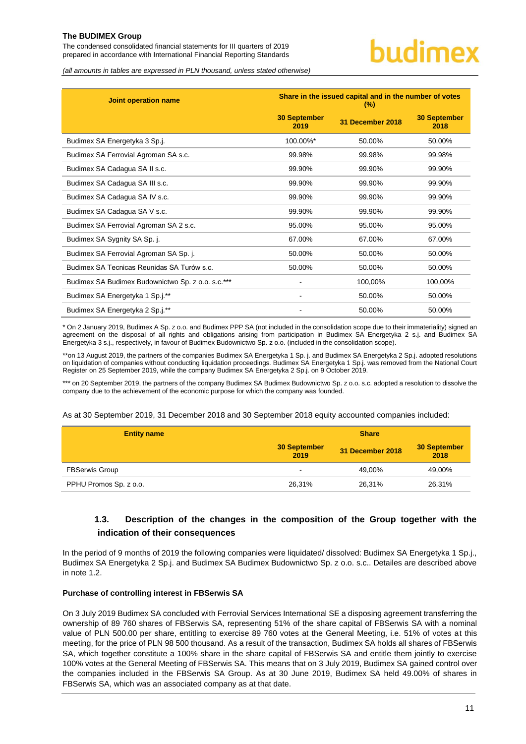| Joint operation name | Share in the issued capital and in the number of votes (%) | | |
|---|---|---|---|
| | 30 September 2019 | 31 December 2018 | 30 September 2018 |
| Budimex SA Energetyka 3 Sp.j. | 100.00%* | 50.00% | 50.00% |
| Budimex SA Ferrovial Agroman SA s.c. | 99.98% | 99.98% | 99.98% |
| Budimex SA Cadagua SA II s.c. | 99.90% | 99.90% | 99.90% |
| Budimex SA Cadagua SA III s.c. | 99.90% | 99.90% | 99.90% |
| Budimex SA Cadagua SA IV s.c. | 99.90% | 99.90% | 99.90% |
| Budimex SA Cadagua SA V s.c. | 99.90% | 99.90% | 99.90% |
| Budimex SA Ferrovial Agroman SA 2 s.c. | 95.00% | 95.00% | 95.00% |
| Budimex SA Sygnity SA Sp. j. | 67.00% | 67.00% | 67.00% |
| Budimex SA Ferrovial Agroman SA Sp. j. | 50.00% | 50.00% | 50.00% |
| Budimex SA Tecnicas Reunidas SA Turów s.c. | 50.00% | 50.00% | 50.00% |
| Budimex SA Budimex Budownictwo Sp. z o.o. s.c.*** | - | 100,00% | 100,00% |
| Budimex SA Energetyka 1 Sp.j.** | - | 50.00% | 50.00% |
| Budimex SA Energetyka 2 Sp.j.** | - | 50.00% | 50.00% |

* On 2 January 2019, Budimex A Sp. z o.o. and Budimex PPP SA (not included in the consolidation scope due to their immateriality) signed an agreement on the disposal of all rights and obligations arising from participation in Budimex SA Energetyka 2 s.j. and Budimex SA Energetyka 3 s.j., respectively, in favour of Budimex Budownictwo Sp. z o.o. (included in the consolidation scope).

**on 13 August 2019, the partners of the companies Budimex SA Energetyka 1 Sp. j. and Budimex SA Energetyka 2 Sp.j. adopted resolutions on liquidation of companies without conducting liquidation proceedings. Budimex SA Energetyka 1 Sp.j. was removed from the National Court Register on 25 September 2019, while the company Budimex SA Energetyka 2 Sp.j. on 9 October 2019.

*** on 20 September 2019, the partners of the company Budimex SA Budimex Budownictwo Sp. z o.o. s.c. adopted a resolution to dissolve the company due to the achievement of the economic purpose for which the company was founded.

As at 30 September 2019, 31 December 2018 and 30 September 2018 equity accounted companies included:

| Entity name | Share | | |
|---|---|---|---|
| | 30 September 2019 | 31 December 2018 | 30 September 2018 |
| FBSerwis Group | - | 49,00% | 49,00% |
| PPHU Promos Sp. z o.o. | 26,31% | 26,31% | 26,31% |

## 1.3. Description of the changes in the composition of the Group together with the indication of their consequences

In the period of 9 months of 2019 the following companies were liquidated/ dissolved: Budimex SA Energetyka 1 Sp.j., Budimex SA Energetyka 2 Sp.j. and Budimex SA Budimex Budownictwo Sp. z o.o. s.c.. Detailes are described above in note 1.2.

**Purchase of controlling interest in FBSerwis SA**

On 3 July 2019 Budimex SA concluded with Ferrovial Services International SE a disposing agreement transferring the ownership of 89 760 shares of FBSerwis SA, representing 51% of the share capital of FBSerwis SA with a nominal value of PLN 500.00 per share, entitling to exercise 89 760 votes at the General Meeting, i.e. 51% of votes at this meeting, for the price of PLN 98 500 thousand. As a result of the transaction, Budimex SA holds all shares of FBSerwis SA, which together constitute a 100% share in the share capital of FBSerwis SA and entitle them jointly to exercise 100% votes at the General Meeting of FBSerwis SA. This means that on 3 July 2019, Budimex SA gained control over the companies included in the FBSerwis SA Group. As at 30 June 2019, Budimex SA held 49.00% of shares in FBSerwis SA, which was an associated company as at that date.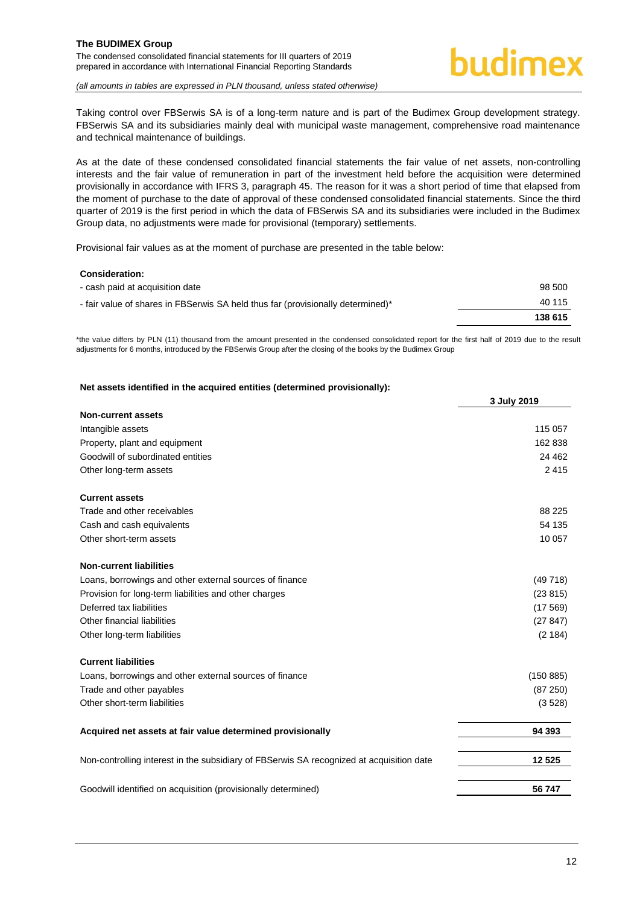Taking control over FBSerwis SA is of a long-term nature and is part of the Budimex Group development strategy. FBSerwis SA and its subsidiaries mainly deal with municipal waste management, comprehensive road maintenance and technical maintenance of buildings.

As at the date of these condensed consolidated financial statements the fair value of net assets, non-controlling interests and the fair value of remuneration in part of the investment held before the acquisition were determined provisionally in accordance with IFRS 3, paragraph 45. The reason for it was a short period of time that elapsed from the moment of purchase to the date of approval of these condensed consolidated financial statements. Since the third quarter of 2019 is the first period in which the data of FBSerwis SA and its subsidiaries were included in the Budimex Group data, no adjustments were made for provisional (temporary) settlements.

Provisional fair values as at the moment of purchase are presented in the table below:

| **Consideration:** | |
|---|---|
| - cash paid at acquisition date | 98 500 |
| - fair value of shares in FBSerwis SA held thus far (provisionally determined)* | 40 115 |
| | **138 615** |

*the value differs by PLN (11) thousand from the amount presented in the condensed consolidated report for the first half of 2019 due to the result adjustments for 6 months, introduced by the FBSerwis Group after the closing of the books by the Budimex Group

**Net assets identified in the acquired entities (determined provisionally):**

| | **3 July 2019** |
|---|---|
| **Non-current assets** | |
| Intangible assets | 115 057 |
| Property, plant and equipment | 162 838 |
| Goodwill of subordinated entities | 24 462 |
| Other long-term assets | 2 415 |
| **Current assets** | |
| Trade and other receivables | 88 225 |
| Cash and cash equivalents | 54 135 |
| Other short-term assets | 10 057 |
| **Non-current liabilities** | |
| Loans, borrowings and other external sources of finance | (49 718) |
| Provision for long-term liabilities and other charges | (23 815) |
| Deferred tax liabilities | (17 569) |
| Other financial liabilities | (27 847) |
| Other long-term liabilities | (2 184) |
| **Current liabilities** | |
| Loans, borrowings and other external sources of finance | (150 885) |
| Trade and other payables | (87 250) |
| Other short-term liabilities | (3 528) |
| **Acquired net assets at fair value determined provisionally** | **94 393** |
| Non-controlling interest in the subsidiary of FBSerwis SA recognized at acquisition date | **12 525** |
| Goodwill identified on acquisition (provisionally determined) | **56 747** |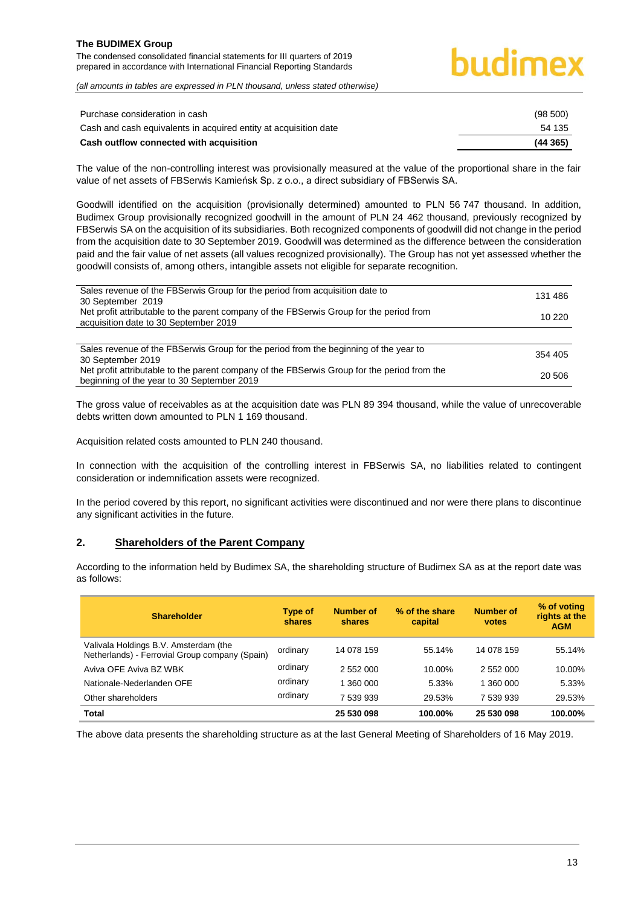| | |
|---|---|
| Purchase consideration in cash | (98 500) |
| Cash and cash equivalents in acquired entity at acquisition date | 54 135 |
| **Cash outflow connected with acquisition** | **(44 365)** |

The value of the non-controlling interest was provisionally measured at the value of the proportional share in the fair value of net assets of FBSerwis Kamieńsk Sp. z o.o., a direct subsidiary of FBSerwis SA.

Goodwill identified on the acquisition (provisionally determined) amounted to PLN 56 747 thousand. In addition, Budimex Group provisionally recognized goodwill in the amount of PLN 24 462 thousand, previously recognized by FBSerwis SA on the acquisition of its subsidiaries. Both recognized components of goodwill did not change in the period from the acquisition date to 30 September 2019. Goodwill was determined as the difference between the consideration paid and the fair value of net assets (all values recognized provisionally). The Group has not yet assessed whether the goodwill consists of, among others, intangible assets not eligible for separate recognition.

| | |
|---|---|
| Sales revenue of the FBSerwis Group for the period from acquisition date to 30 September 2019 | 131 486 |
| Net profit attributable to the parent company of the FBSerwis Group for the period from acquisition date to 30 September 2019 | 10 220 |
| | |
| Sales revenue of the FBSerwis Group for the period from the beginning of the year to 30 September 2019 | 354 405 |
| Net profit attributable to the parent company of the FBSerwis Group for the period from the beginning of the year to 30 September 2019 | 20 506 |

The gross value of receivables as at the acquisition date was PLN 89 394 thousand, while the value of unrecoverable debts written down amounted to PLN 1 169 thousand.

Acquisition related costs amounted to PLN 240 thousand.

In connection with the acquisition of the controlling interest in FBSerwis SA, no liabilities related to contingent consideration or indemnification assets were recognized.

In the period covered by this report, no significant activities were discontinued and nor were there plans to discontinue any significant activities in the future.

## 2. Shareholders of the Parent Company

According to the information held by Budimex SA, the shareholding structure of Budimex SA as at the report date was as follows:

| Shareholder | Type of shares | Number of shares | % of the share capital | Number of votes | % of voting rights at the AGM |
|---|---|---|---|---|---|
| Valivala Holdings B.V. Amsterdam (the Netherlands) - Ferrovial Group company (Spain) | ordinary | 14 078 159 | 55.14% | 14 078 159 | 55.14% |
| Aviva OFE Aviva BZ WBK | ordinary | 2 552 000 | 10.00% | 2 552 000 | 10.00% |
| Nationale-Nederlanden OFE | ordinary | 1 360 000 | 5.33% | 1 360 000 | 5.33% |
| Other shareholders | ordinary | 7 539 939 | 29.53% | 7 539 939 | 29.53% |
| **Total** | | **25 530 098** | **100.00%** | **25 530 098** | **100.00%** |

The above data presents the shareholding structure as at the last General Meeting of Shareholders of 16 May 2019.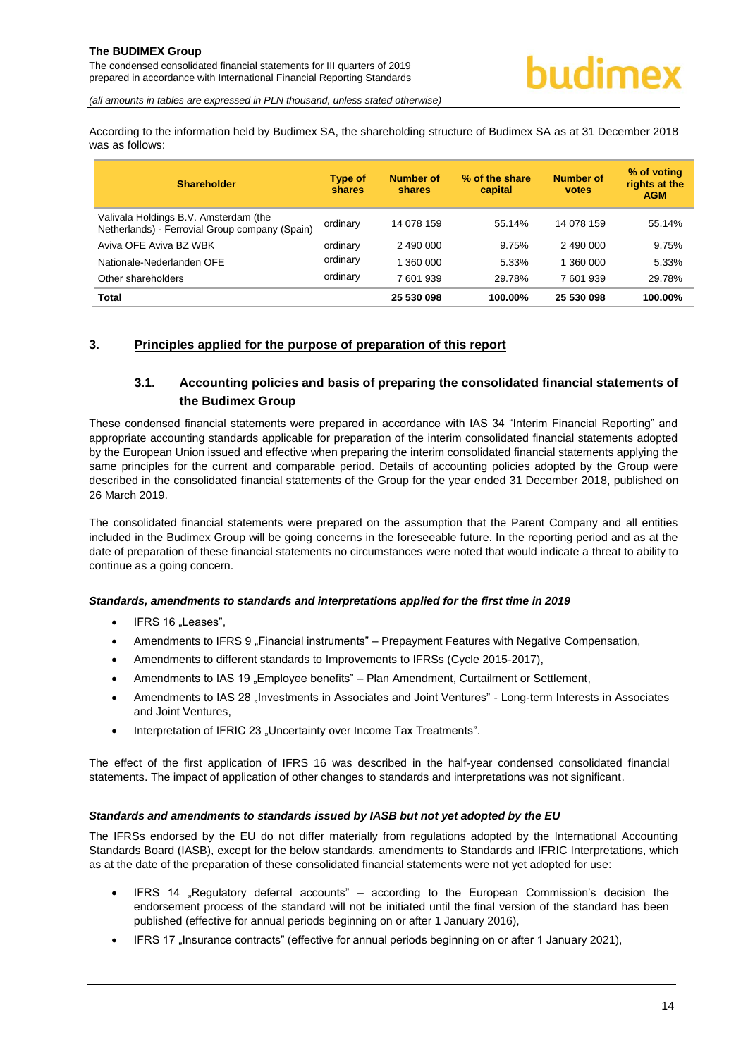According to the information held by Budimex SA, the shareholding structure of Budimex SA as at 31 December 2018 was as follows:

| Shareholder | Type of shares | Number of shares | % of the share capital | Number of votes | % of voting rights at the AGM |
|---|---|---|---|---|---|
| Valivala Holdings B.V. Amsterdam (the Netherlands) - Ferrovial Group company (Spain) | ordinary | 14 078 159 | 55.14% | 14 078 159 | 55.14% |
| Aviva OFE Aviva BZ WBK | ordinary | 2 490 000 | 9.75% | 2 490 000 | 9.75% |
| Nationale-Nederlanden OFE | ordinary | 1 360 000 | 5.33% | 1 360 000 | 5.33% |
| Other shareholders | ordinary | 7 601 939 | 29.78% | 7 601 939 | 29.78% |
| **Total** | | **25 530 098** | **100.00%** | **25 530 098** | **100.00%** |

## 3. Principles applied for the purpose of preparation of this report

### 3.1. Accounting policies and basis of preparing the consolidated financial statements of the Budimex Group

These condensed financial statements were prepared in accordance with IAS 34 "Interim Financial Reporting" and appropriate accounting standards applicable for preparation of the interim consolidated financial statements adopted by the European Union issued and effective when preparing the interim consolidated financial statements applying the same principles for the current and comparable period. Details of accounting policies adopted by the Group were described in the consolidated financial statements of the Group for the year ended 31 December 2018, published on 26 March 2019.

The consolidated financial statements were prepared on the assumption that the Parent Company and all entities included in the Budimex Group will be going concerns in the foreseeable future. In the reporting period and as at the date of preparation of these financial statements no circumstances were noted that would indicate a threat to ability to continue as a going concern.

***Standards, amendments to standards and interpretations applied for the first time in 2019***

- IFRS 16 „Leases",
- Amendments to IFRS 9 „Financial instruments" – Prepayment Features with Negative Compensation,
- Amendments to different standards to Improvements to IFRSs (Cycle 2015-2017),
- Amendments to IAS 19 „Employee benefits" – Plan Amendment, Curtailment or Settlement,
- Amendments to IAS 28 „Investments in Associates and Joint Ventures" - Long-term Interests in Associates and Joint Ventures,
- Interpretation of IFRIC 23 „Uncertainty over Income Tax Treatments".

The effect of the first application of IFRS 16 was described in the half-year condensed consolidated financial statements. The impact of application of other changes to standards and interpretations was not significant.

***Standards and amendments to standards issued by IASB but not yet adopted by the EU***

The IFRSs endorsed by the EU do not differ materially from regulations adopted by the International Accounting Standards Board (IASB), except for the below standards, amendments to Standards and IFRIC Interpretations, which as at the date of the preparation of these consolidated financial statements were not yet adopted for use:

- IFRS 14 „Regulatory deferral accounts" – according to the European Commission's decision the endorsement process of the standard will not be initiated until the final version of the standard has been published (effective for annual periods beginning on or after 1 January 2016),
- IFRS 17 „Insurance contracts" (effective for annual periods beginning on or after 1 January 2021),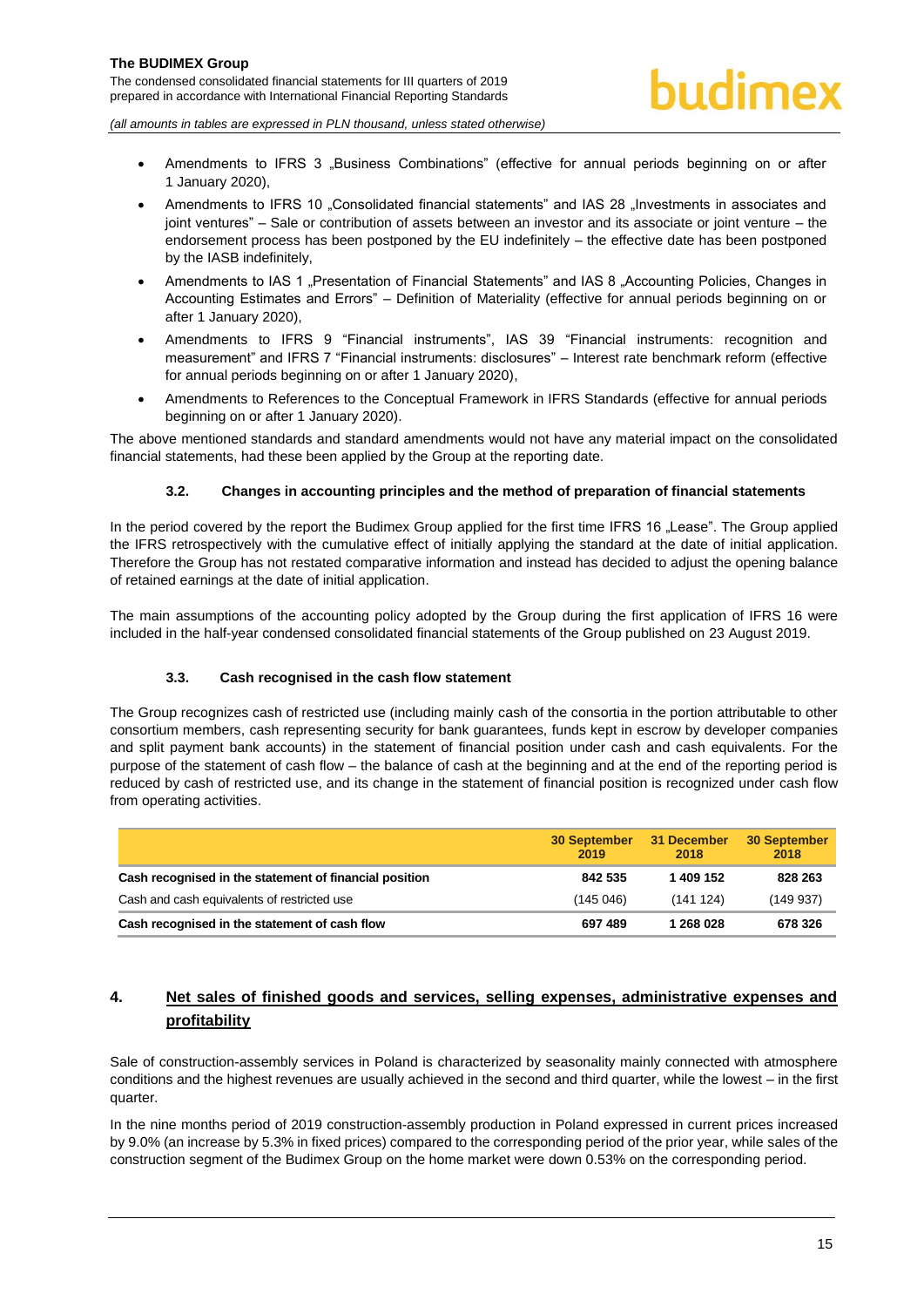- Amendments to IFRS 3 „Business Combinations" (effective for annual periods beginning on or after 1 January 2020),
- Amendments to IFRS 10 „Consolidated financial statements" and IAS 28 „Investments in associates and joint ventures" – Sale or contribution of assets between an investor and its associate or joint venture – the endorsement process has been postponed by the EU indefinitely – the effective date has been postponed by the IASB indefinitely,
- Amendments to IAS 1 „Presentation of Financial Statements" and IAS 8 „Accounting Policies, Changes in Accounting Estimates and Errors" – Definition of Materiality (effective for annual periods beginning on or after 1 January 2020),
- Amendments to IFRS 9 "Financial instruments", IAS 39 "Financial instruments: recognition and measurement" and IFRS 7 "Financial instruments: disclosures" – Interest rate benchmark reform (effective for annual periods beginning on or after 1 January 2020),
- Amendments to References to the Conceptual Framework in IFRS Standards (effective for annual periods beginning on or after 1 January 2020).

The above mentioned standards and standard amendments would not have any material impact on the consolidated financial statements, had these been applied by the Group at the reporting date.

### 3.2. Changes in accounting principles and the method of preparation of financial statements

In the period covered by the report the Budimex Group applied for the first time IFRS 16 „Lease". The Group applied the IFRS retrospectively with the cumulative effect of initially applying the standard at the date of initial application. Therefore the Group has not restated comparative information and instead has decided to adjust the opening balance of retained earnings at the date of initial application.

The main assumptions of the accounting policy adopted by the Group during the first application of IFRS 16 were included in the half-year condensed consolidated financial statements of the Group published on 23 August 2019.

### 3.3. Cash recognised in the cash flow statement

The Group recognizes cash of restricted use (including mainly cash of the consortia in the portion attributable to other consortium members, cash representing security for bank guarantees, funds kept in escrow by developer companies and split payment bank accounts) in the statement of financial position under cash and cash equivalents. For the purpose of the statement of cash flow – the balance of cash at the beginning and at the end of the reporting period is reduced by cash of restricted use, and its change in the statement of financial position is recognized under cash flow from operating activities.

| | 30 September 2019 | 31 December 2018 | 30 September 2018 |
|---|---|---|---|
| **Cash recognised in the statement of financial position** | **842 535** | **1 409 152** | **828 263** |
| Cash and cash equivalents of restricted use | (145 046) | (141 124) | (149 937) |
| **Cash recognised in the statement of cash flow** | **697 489** | **1 268 028** | **678 326** |

## 4. Net sales of finished goods and services, selling expenses, administrative expenses and profitability

Sale of construction-assembly services in Poland is characterized by seasonality mainly connected with atmosphere conditions and the highest revenues are usually achieved in the second and third quarter, while the lowest – in the first quarter.

In the nine months period of 2019 construction-assembly production in Poland expressed in current prices increased by 9.0% (an increase by 5.3% in fixed prices) compared to the corresponding period of the prior year, while sales of the construction segment of the Budimex Group on the home market were down 0.53% on the corresponding period.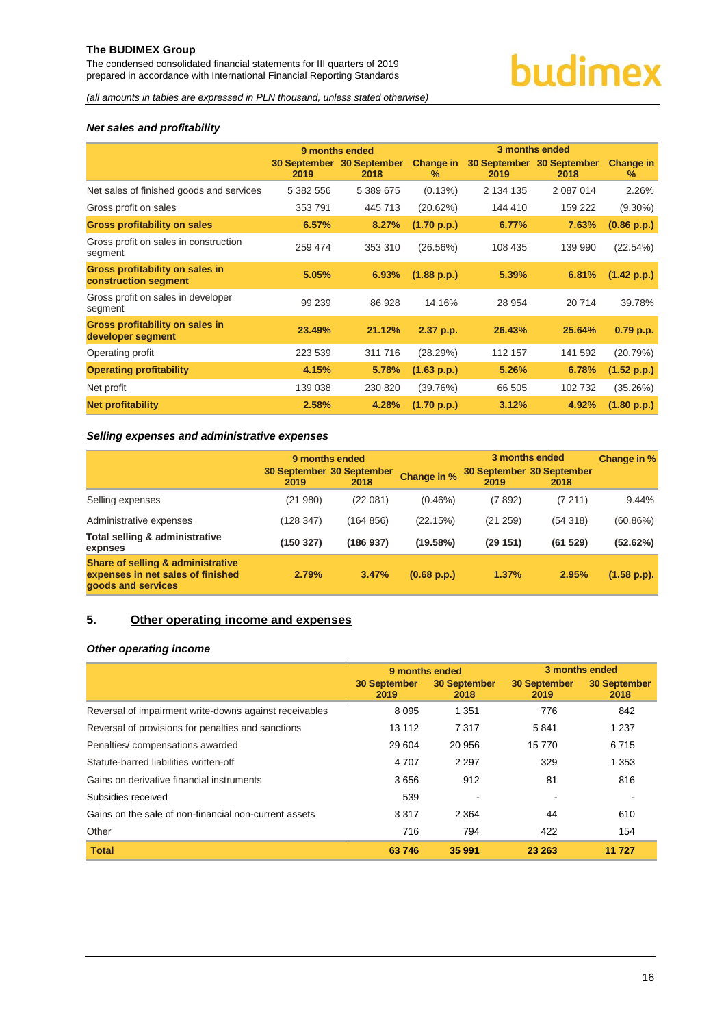*(all amounts in tables are expressed in PLN thousand, unless stated otherwise)*

### *Net sales and profitability*

| | 9 months ended | | | 3 months ended | | |
|---|---|---|---|---|---|---|
| | 30 September 2019 | 30 September 2018 | Change in % | 30 September 2019 | 30 September 2018 | Change in % |
| Net sales of finished goods and services | 5 382 556 | 5 389 675 | (0.13%) | 2 134 135 | 2 087 014 | 2.26% |
| Gross profit on sales | 353 791 | 445 713 | (20.62%) | 144 410 | 159 222 | (9.30%) |
| **Gross profitability on sales** | **6.57%** | **8.27%** | **(1.70 p.p.)** | **6.77%** | **7.63%** | **(0.86 p.p.)** |
| Gross profit on sales in construction segment | 259 474 | 353 310 | (26.56%) | 108 435 | 139 990 | (22.54%) |
| **Gross profitability on sales in construction segment** | **5.05%** | **6.93%** | **(1.88 p.p.)** | **5.39%** | **6.81%** | **(1.42 p.p.)** |
| Gross profit on sales in developer segment | 99 239 | 86 928 | 14.16% | 28 954 | 20 714 | 39.78% |
| **Gross profitability on sales in developer segment** | **23.49%** | **21.12%** | **2.37 p.p.** | **26.43%** | **25.64%** | **0.79 p.p.** |
| Operating profit | 223 539 | 311 716 | (28.29%) | 112 157 | 141 592 | (20.79%) |
| **Operating profitability** | **4.15%** | **5.78%** | **(1.63 p.p.)** | **5.26%** | **6.78%** | **(1.52 p.p.)** |
| Net profit | 139 038 | 230 820 | (39.76%) | 66 505 | 102 732 | (35.26%) |
| **Net profitability** | **2.58%** | **4.28%** | **(1.70 p.p.)** | **3.12%** | **4.92%** | **(1.80 p.p.)** |

### *Selling expenses and administrative expenses*

| | 9 months ended | | | 3 months ended | | |
|---|---|---|---|---|---|---|
| | 30 September 2019 | 30 September 2018 | Change in % | 30 September 2019 | 30 September 2018 | Change in % |
| Selling expenses | (21 980) | (22 081) | (0.46%) | (7 892) | (7 211) | 9.44% |
| Administrative expenses | (128 347) | (164 856) | (22.15%) | (21 259) | (54 318) | (60.86%) |
| **Total selling & administrative expnses** | **(150 327)** | **(186 937)** | **(19.58%)** | **(29 151)** | **(61 529)** | **(52.62%)** |
| **Share of selling & administrative expenses in net sales of finished goods and services** | **2.79%** | **3.47%** | **(0.68 p.p.)** | **1.37%** | **2.95%** | **(1.58 p.p).** |

## 5. Other operating income and expenses

### *Other operating income*

| | 9 months ended | | 3 months ended | |
|---|---|---|---|---|
| | 30 September 2019 | 30 September 2018 | 30 September 2019 | 30 September 2018 |
| Reversal of impairment write-downs against receivables | 8 095 | 1 351 | 776 | 842 |
| Reversal of provisions for penalties and sanctions | 13 112 | 7 317 | 5 841 | 1 237 |
| Penalties/ compensations awarded | 29 604 | 20 956 | 15 770 | 6 715 |
| Statute-barred liabilities written-off | 4 707 | 2 297 | 329 | 1 353 |
| Gains on derivative financial instruments | 3 656 | 912 | 81 | 816 |
| Subsidies received | 539 | - | - | - |
| Gains on the sale of non-financial non-current assets | 3 317 | 2 364 | 44 | 610 |
| Other | 716 | 794 | 422 | 154 |
| **Total** | **63 746** | **35 991** | **23 263** | **11 727** |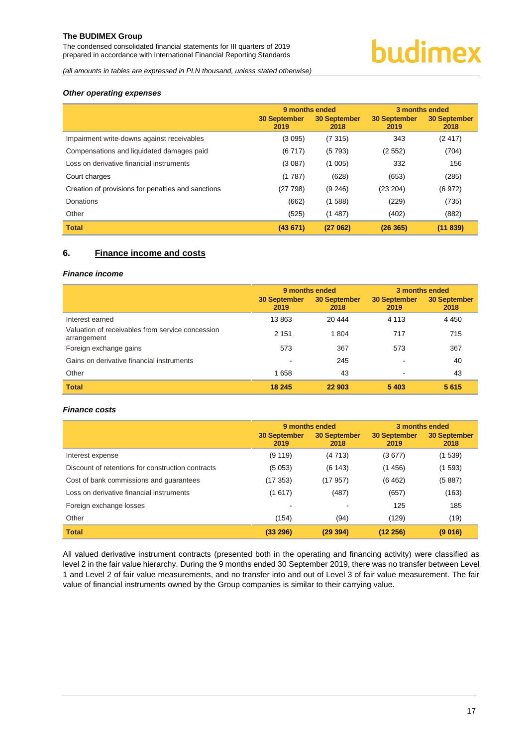### *Other operating expenses*

| | 9 months ended | | 3 months ended | |
|---|---|---|---|---|
| | 30 September 2019 | 30 September 2018 | 30 September 2019 | 30 September 2018 |
| Impairment write-downs against receivables | (3 095) | (7 315) | 343 | (2 417) |
| Compensations and liquidated damages paid | (6 717) | (5 793) | (2 552) | (704) |
| Loss on derivative financial instruments | (3 087) | (1 005) | 332 | 156 |
| Court charges | (1 787) | (628) | (653) | (285) |
| Creation of provisions for penalties and sanctions | (27 798) | (9 246) | (23 204) | (6 972) |
| Donations | (662) | (1 588) | (229) | (735) |
| Other | (525) | (1 487) | (402) | (882) |
| **Total** | **(43 671)** | **(27 062)** | **(26 365)** | **(11 839)** |

## 6. Finance income and costs

### *Finance income*

| | 9 months ended | | 3 months ended | |
|---|---|---|---|---|
| | 30 September 2019 | 30 September 2018 | 30 September 2019 | 30 September 2018 |
| Interest earned | 13 863 | 20 444 | 4 113 | 4 450 |
| Valuation of receivables from service concession arrangement | 2 151 | 1 804 | 717 | 715 |
| Foreign exchange gains | 573 | 367 | 573 | 367 |
| Gains on derivative financial instruments | - | 245 | - | 40 |
| Other | 1 658 | 43 | - | 43 |
| **Total** | **18 245** | **22 903** | **5 403** | **5 615** |

### *Finance costs*

| | 9 months ended | | 3 months ended | |
|---|---|---|---|---|
| | 30 September 2019 | 30 September 2018 | 30 September 2019 | 30 September 2018 |
| Interest expense | (9 119) | (4 713) | (3 677) | (1 539) |
| Discount of retentions for construction contracts | (5 053) | (6 143) | (1 456) | (1 593) |
| Cost of bank commissions and guarantees | (17 353) | (17 957) | (6 462) | (5 887) |
| Loss on derivative financial instruments | (1 617) | (487) | (657) | (163) |
| Foreign exchange losses | - | - | 125 | 185 |
| Other | (154) | (94) | (129) | (19) |
| **Total** | **(33 296)** | **(29 394)** | **(12 256)** | **(9 016)** |

All valued derivative instrument contracts (presented both in the operating and financing activity) were classified as level 2 in the fair value hierarchy. During the 9 months ended 30 September 2019, there was no transfer between Level 1 and Level 2 of fair value measurements, and no transfer into and out of Level 3 of fair value measurement. The fair value of financial instruments owned by the Group companies is similar to their carrying value.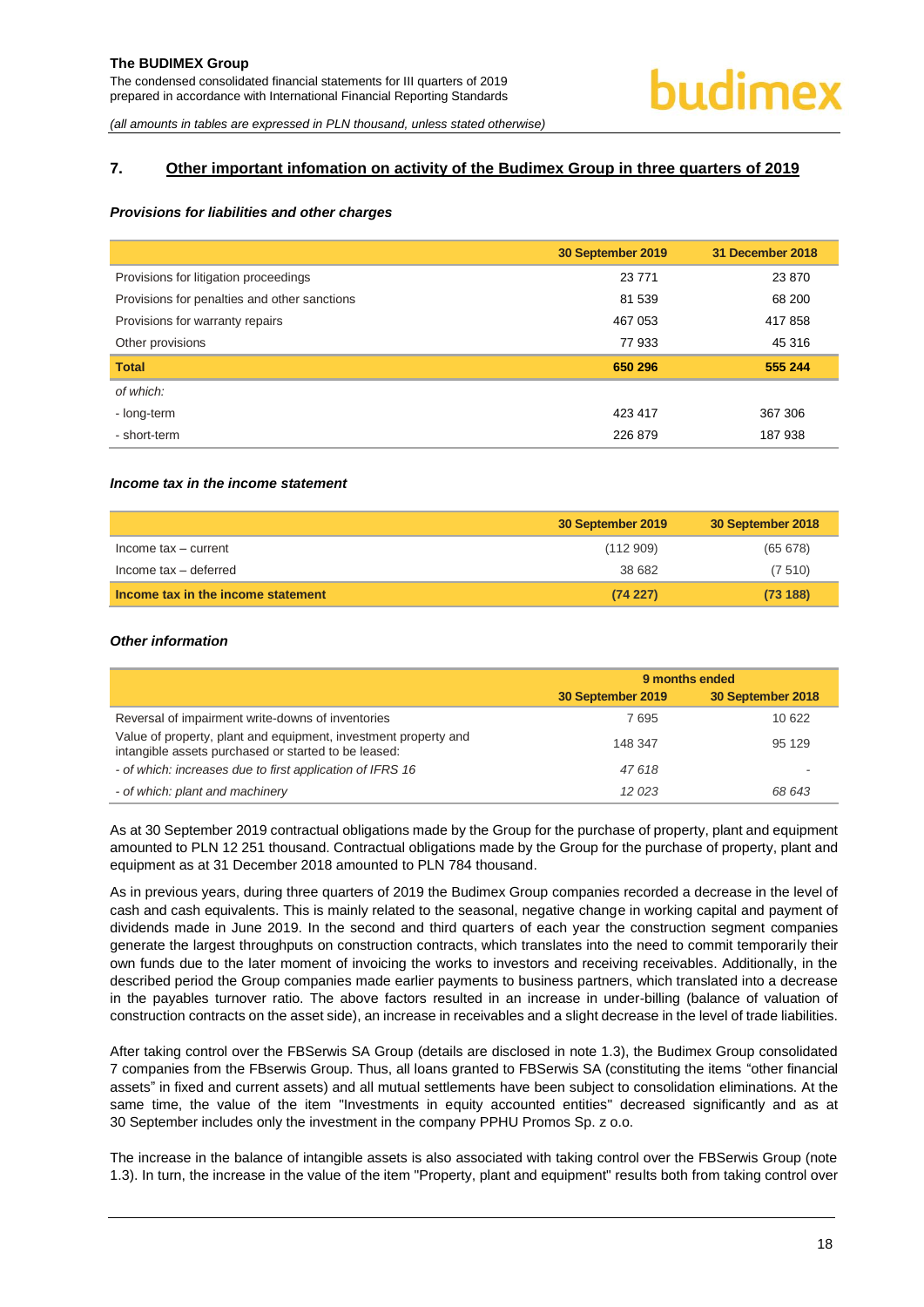## 7. Other important infomation on activity of the Budimex Group in three quarters of 2019

### *Provisions for liabilities and other charges*

| | 30 September 2019 | 31 December 2018 |
|---|---|---|
| Provisions for litigation proceedings | 23 771 | 23 870 |
| Provisions for penalties and other sanctions | 81 539 | 68 200 |
| Provisions for warranty repairs | 467 053 | 417 858 |
| Other provisions | 77 933 | 45 316 |
| **Total** | **650 296** | **555 244** |
| *of which:* | | |
| - long-term | 423 417 | 367 306 |
| - short-term | 226 879 | 187 938 |

### *Income tax in the income statement*

| | 30 September 2019 | 30 September 2018 |
|---|---|---|
| Income tax – current | (112 909) | (65 678) |
| Income tax – deferred | 38 682 | (7 510) |
| **Income tax in the income statement** | **(74 227)** | **(73 188)** |

### *Other information*

| | 9 months ended | |
|---|---|---|
| | 30 September 2019 | 30 September 2018 |
| Reversal of impairment write-downs of inventories | 7 695 | 10 622 |
| Value of property, plant and equipment, investment property and intangible assets purchased or started to be leased: | 148 347 | 95 129 |
| *- of which: increases due to first application of IFRS 16* | *47 618* | *-* |
| *- of which: plant and machinery* | *12 023* | *68 643* |

As at 30 September 2019 contractual obligations made by the Group for the purchase of property, plant and equipment amounted to PLN 12 251 thousand. Contractual obligations made by the Group for the purchase of property, plant and equipment as at 31 December 2018 amounted to PLN 784 thousand.

As in previous years, during three quarters of 2019 the Budimex Group companies recorded a decrease in the level of cash and cash equivalents. This is mainly related to the seasonal, negative change in working capital and payment of dividends made in June 2019. In the second and third quarters of each year the construction segment companies generate the largest throughputs on construction contracts, which translates into the need to commit temporarily their own funds due to the later moment of invoicing the works to investors and receiving receivables. Additionally, in the described period the Group companies made earlier payments to business partners, which translated into a decrease in the payables turnover ratio. The above factors resulted in an increase in under-billing (balance of valuation of construction contracts on the asset side), an increase in receivables and a slight decrease in the level of trade liabilities.

After taking control over the FBSerwis SA Group (details are disclosed in note 1.3), the Budimex Group consolidated 7 companies from the FBserwis Group. Thus, all loans granted to FBSerwis SA (constituting the items "other financial assets" in fixed and current assets) and all mutual settlements have been subject to consolidation eliminations. At the same time, the value of the item "Investments in equity accounted entities" decreased significantly and as at 30 September includes only the investment in the company PPHU Promos Sp. z o.o.

The increase in the balance of intangible assets is also associated with taking control over the FBSerwis Group (note 1.3). In turn, the increase in the value of the item "Property, plant and equipment" results both from taking control over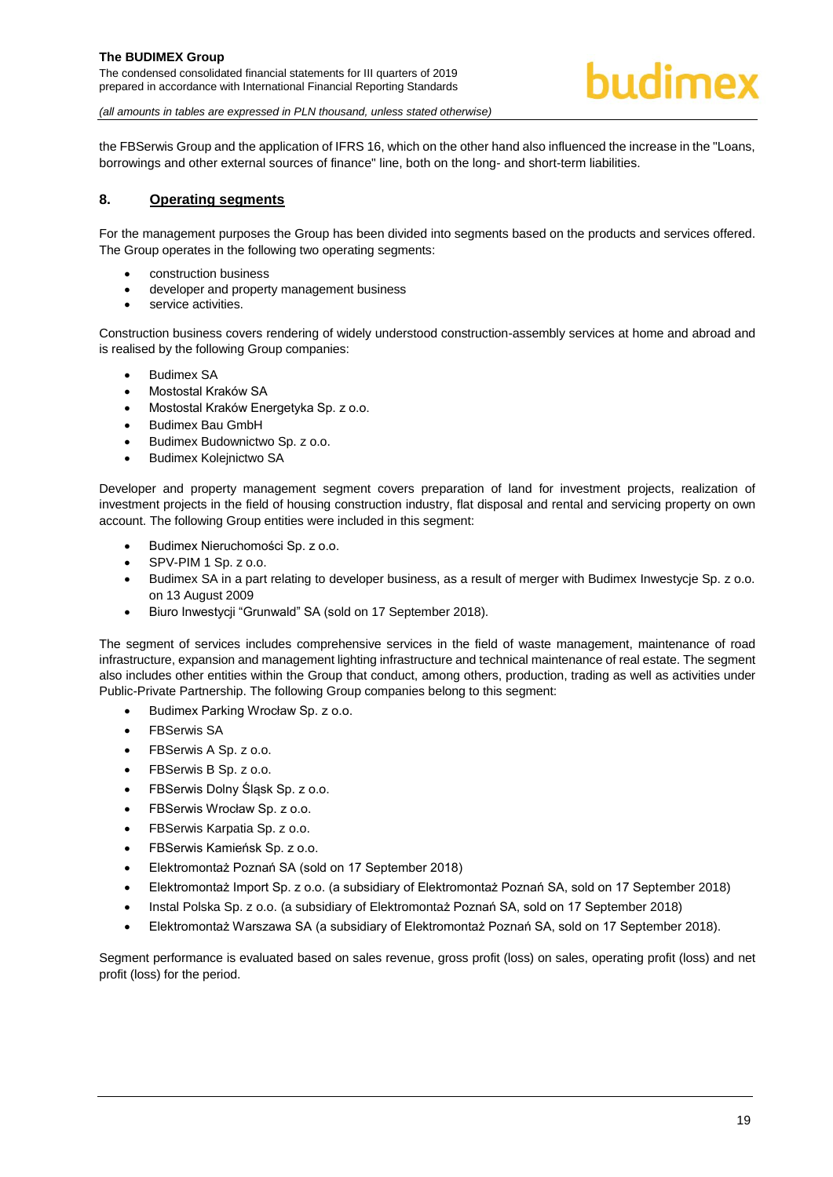the FBSerwis Group and the application of IFRS 16, which on the other hand also influenced the increase in the "Loans, borrowings and other external sources of finance" line, both on the long- and short-term liabilities.

## 8. Operating segments

For the management purposes the Group has been divided into segments based on the products and services offered. The Group operates in the following two operating segments:

- construction business
- developer and property management business
- service activities.

Construction business covers rendering of widely understood construction-assembly services at home and abroad and is realised by the following Group companies:

- Budimex SA
- Mostostal Kraków SA
- Mostostal Kraków Energetyka Sp. z o.o.
- Budimex Bau GmbH
- Budimex Budownictwo Sp. z o.o.
- Budimex Kolejnictwo SA

Developer and property management segment covers preparation of land for investment projects, realization of investment projects in the field of housing construction industry, flat disposal and rental and servicing property on own account. The following Group entities were included in this segment:

- Budimex Nieruchomości Sp. z o.o.
- SPV-PIM 1 Sp. z o.o.
- Budimex SA in a part relating to developer business, as a result of merger with Budimex Inwestycje Sp. z o.o. on 13 August 2009
- Biuro Inwestycji "Grunwald" SA (sold on 17 September 2018).

The segment of services includes comprehensive services in the field of waste management, maintenance of road infrastructure, expansion and management lighting infrastructure and technical maintenance of real estate. The segment also includes other entities within the Group that conduct, among others, production, trading as well as activities under Public-Private Partnership. The following Group companies belong to this segment:

- Budimex Parking Wrocław Sp. z o.o.
- FBSerwis SA
- FBSerwis A Sp. z o.o.
- FBSerwis B Sp. z o.o.
- FBSerwis Dolny Śląsk Sp. z o.o.
- FBSerwis Wrocław Sp. z o.o.
- FBSerwis Karpatia Sp. z o.o.
- FBSerwis Kamieńsk Sp. z o.o.
- Elektromontaż Poznań SA (sold on 17 September 2018)
- Elektromontaż Import Sp. z o.o. (a subsidiary of Elektromontaż Poznań SA, sold on 17 September 2018)
- Instal Polska Sp. z o.o. (a subsidiary of Elektromontaż Poznań SA, sold on 17 September 2018)
- Elektromontaż Warszawa SA (a subsidiary of Elektromontaż Poznań SA, sold on 17 September 2018).

Segment performance is evaluated based on sales revenue, gross profit (loss) on sales, operating profit (loss) and net profit (loss) for the period.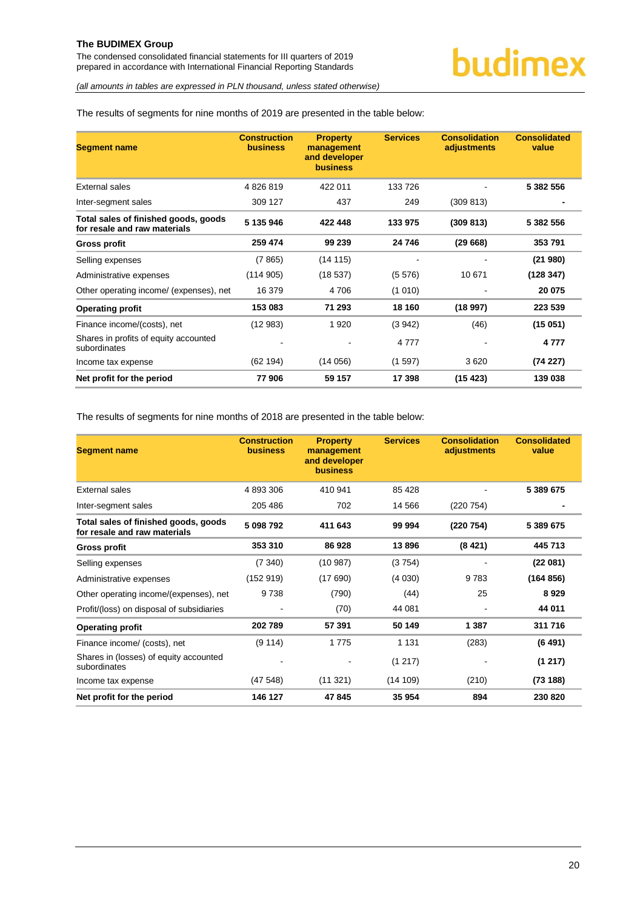The results of segments for nine months of 2019 are presented in the table below:

| Segment name | Construction business | Property management and developer business | Services | Consolidation adjustments | Consolidated value |
|---|---|---|---|---|---|
| External sales | 4 826 819 | 422 011 | 133 726 | - | **5 382 556** |
| Inter-segment sales | 309 127 | 437 | 249 | (309 813) | **-** |
| **Total sales of finished goods, goods for resale and raw materials** | **5 135 946** | **422 448** | **133 975** | **(309 813)** | **5 382 556** |
| **Gross profit** | **259 474** | **99 239** | **24 746** | **(29 668)** | **353 791** |
| Selling expenses | (7 865) | (14 115) | - | - | **(21 980)** |
| Administrative expenses | (114 905) | (18 537) | (5 576) | 10 671 | **(128 347)** |
| Other operating income/ (expenses), net | 16 379 | 4 706 | (1 010) | - | **20 075** |
| **Operating profit** | **153 083** | **71 293** | **18 160** | **(18 997)** | **223 539** |
| Finance income/(costs), net | (12 983) | 1 920 | (3 942) | (46) | **(15 051)** |
| Shares in profits of equity accounted subordinates | - | - | 4 777 | - | **4 777** |
| Income tax expense | (62 194) | (14 056) | (1 597) | 3 620 | **(74 227)** |
| **Net profit for the period** | **77 906** | **59 157** | **17 398** | **(15 423)** | **139 038** |

The results of segments for nine months of 2018 are presented in the table below:

| Segment name | Construction business | Property management and developer business | Services | Consolidation adjustments | Consolidated value |
|---|---|---|---|---|---|
| External sales | 4 893 306 | 410 941 | 85 428 | - | **5 389 675** |
| Inter-segment sales | 205 486 | 702 | 14 566 | (220 754) | **-** |
| **Total sales of finished goods, goods for resale and raw materials** | **5 098 792** | **411 643** | **99 994** | **(220 754)** | **5 389 675** |
| **Gross profit** | **353 310** | **86 928** | **13 896** | **(8 421)** | **445 713** |
| Selling expenses | (7 340) | (10 987) | (3 754) | - | **(22 081)** |
| Administrative expenses | (152 919) | (17 690) | (4 030) | 9 783 | **(164 856)** |
| Other operating income/(expenses), net | 9 738 | (790) | (44) | 25 | **8 929** |
| Profit/(loss) on disposal of subsidiaries | - | (70) | 44 081 | - | **44 011** |
| **Operating profit** | **202 789** | **57 391** | **50 149** | **1 387** | **311 716** |
| Finance income/ (costs), net | (9 114) | 1 775 | 1 131 | (283) | **(6 491)** |
| Shares in (losses) of equity accounted subordinates | - | - | (1 217) | - | **(1 217)** |
| Income tax expense | (47 548) | (11 321) | (14 109) | (210) | **(73 188)** |
| **Net profit for the period** | **146 127** | **47 845** | **35 954** | **894** | **230 820** |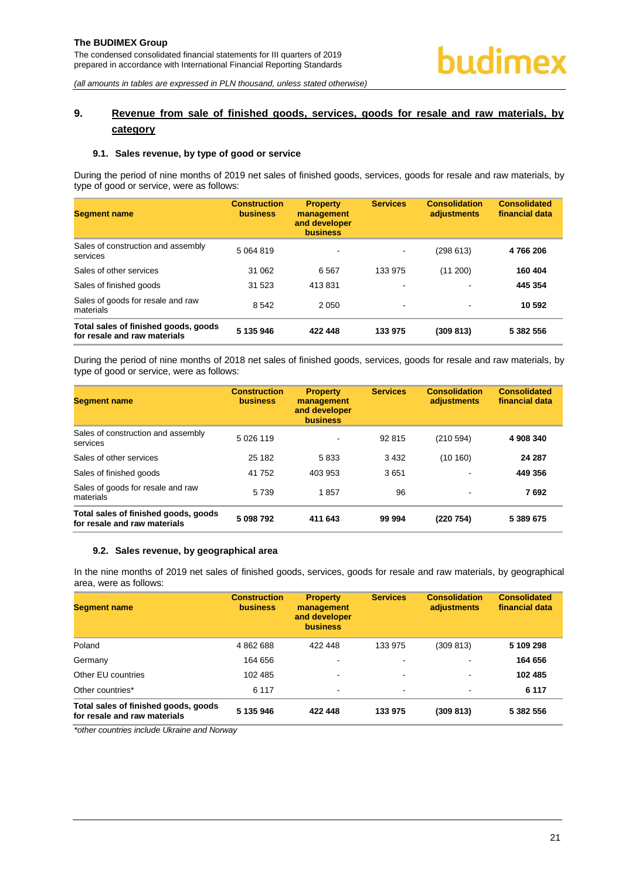## 9. Revenue from sale of finished goods, services, goods for resale and raw materials, by category

### 9.1. Sales revenue, by type of good or service

During the period of nine months of 2019 net sales of finished goods, services, goods for resale and raw materials, by type of good or service, were as follows:

| Segment name | Construction business | Property management and developer business | Services | Consolidation adjustments | Consolidated financial data |
|---|---|---|---|---|---|
| Sales of construction and assembly services | 5 064 819 | - | - | (298 613) | **4 766 206** |
| Sales of other services | 31 062 | 6 567 | 133 975 | (11 200) | **160 404** |
| Sales of finished goods | 31 523 | 413 831 | - | - | **445 354** |
| Sales of goods for resale and raw materials | 8 542 | 2 050 | - | - | **10 592** |
| **Total sales of finished goods, goods for resale and raw materials** | **5 135 946** | **422 448** | **133 975** | **(309 813)** | **5 382 556** |

During the period of nine months of 2018 net sales of finished goods, services, goods for resale and raw materials, by type of good or service, were as follows:

| Segment name | Construction business | Property management and developer business | Services | Consolidation adjustments | Consolidated financial data |
|---|---|---|---|---|---|
| Sales of construction and assembly services | 5 026 119 | - | 92 815 | (210 594) | **4 908 340** |
| Sales of other services | 25 182 | 5 833 | 3 432 | (10 160) | **24 287** |
| Sales of finished goods | 41 752 | 403 953 | 3 651 | - | **449 356** |
| Sales of goods for resale and raw materials | 5 739 | 1 857 | 96 | - | **7 692** |
| **Total sales of finished goods, goods for resale and raw materials** | **5 098 792** | **411 643** | **99 994** | **(220 754)** | **5 389 675** |

### 9.2. Sales revenue, by geographical area

In the nine months of 2019 net sales of finished goods, services, goods for resale and raw materials, by geographical area, were as follows:

| Segment name | Construction business | Property management and developer business | Services | Consolidation adjustments | Consolidated financial data |
|---|---|---|---|---|---|
| Poland | 4 862 688 | 422 448 | 133 975 | (309 813) | **5 109 298** |
| Germany | 164 656 | - | - | - | **164 656** |
| Other EU countries | 102 485 | - | - | - | **102 485** |
| Other countries* | 6 117 | - | - | - | **6 117** |
| **Total sales of finished goods, goods for resale and raw materials** | **5 135 946** | **422 448** | **133 975** | **(309 813)** | **5 382 556** |

*\*other countries include Ukraine and Norway*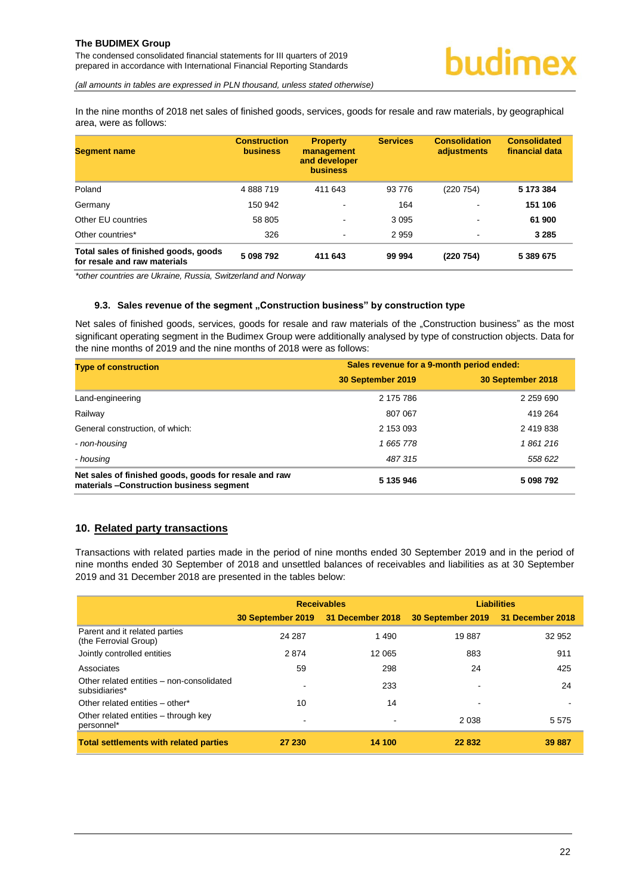In the nine months of 2018 net sales of finished goods, services, goods for resale and raw materials, by geographical area, were as follows:

| Segment name | Construction business | Property management and developer business | Services | Consolidation adjustments | Consolidated financial data |
|---|---|---|---|---|---|
| Poland | 4 888 719 | 411 643 | 93 776 | (220 754) | **5 173 384** |
| Germany | 150 942 | - | 164 | - | **151 106** |
| Other EU countries | 58 805 | - | 3 095 | - | **61 900** |
| Other countries* | 326 | - | 2 959 | - | **3 285** |
| **Total sales of finished goods, goods for resale and raw materials** | **5 098 792** | **411 643** | **99 994** | **(220 754)** | **5 389 675** |

*\*other countries are Ukraine, Russia, Switzerland and Norway*

### 9.3. Sales revenue of the segment „Construction business" by construction type

Net sales of finished goods, services, goods for resale and raw materials of the „Construction business" as the most significant operating segment in the Budimex Group were additionally analysed by type of construction objects. Data for the nine months of 2019 and the nine months of 2018 were as follows:

| Type of construction | Sales revenue for a 9-month period ended: | |
|---|---|---|
| | 30 September 2019 | 30 September 2018 |
| Land-engineering | 2 175 786 | 2 259 690 |
| Railway | 807 067 | 419 264 |
| General construction, of which: | 2 153 093 | 2 419 838 |
| *- non-housing* | *1 665 778* | *1 861 216* |
| *- housing* | *487 315* | *558 622* |
| **Net sales of finished goods, goods for resale and raw materials –Construction business segment** | **5 135 946** | **5 098 792** |

## 10. Related party transactions

Transactions with related parties made in the period of nine months ended 30 September 2019 and in the period of nine months ended 30 September of 2018 and unsettled balances of receivables and liabilities as at 30 September 2019 and 31 December 2018 are presented in the tables below:

| | Receivables | | Liabilities | |
|---|---|---|---|---|
| | 30 September 2019 | 31 December 2018 | 30 September 2019 | 31 December 2018 |
| Parent and it related parties (the Ferrovial Group) | 24 287 | 1 490 | 19 887 | 32 952 |
| Jointly controlled entities | 2 874 | 12 065 | 883 | 911 |
| Associates | 59 | 298 | 24 | 425 |
| Other related entities – non-consolidated subsidiaries* | - | 233 | - | 24 |
| Other related entities – other* | 10 | 14 | - | - |
| Other related entities – through key personnel* | - | - | 2 038 | 5 575 |
| **Total settlements with related parties** | **27 230** | **14 100** | **22 832** | **39 887** |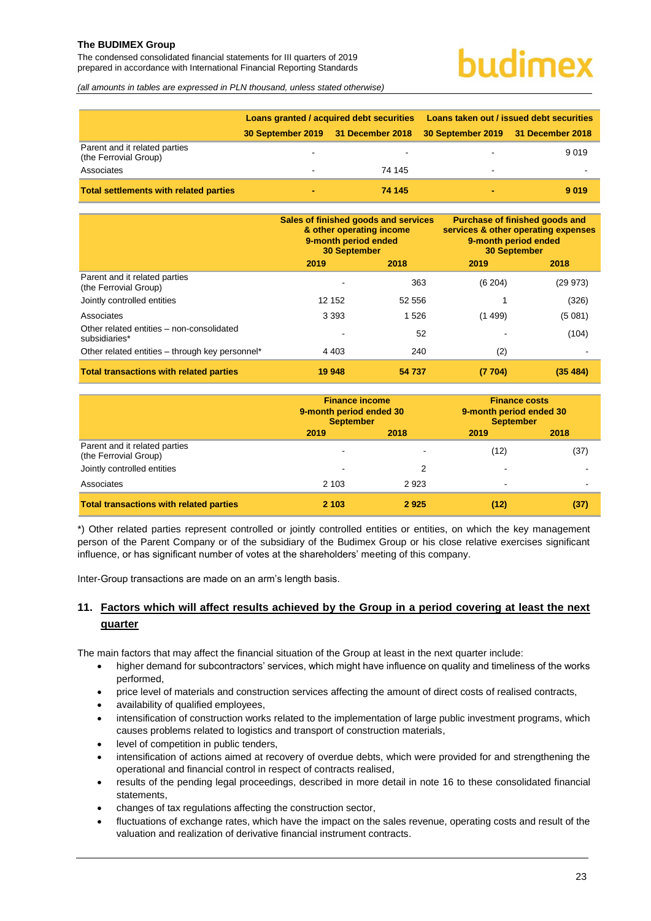| | Loans granted / acquired debt securities | | Loans taken out / issued debt securities | |
|---|---|---|---|---|
| | 30 September 2019 | 31 December 2018 | 30 September 2019 | 31 December 2018 |
| Parent and it related parties (the Ferrovial Group) | - | - | - | 9 019 |
| Associates | - | 74 145 | - | - |
| **Total settlements with related parties** | **-** | **74 145** | **-** | **9 019** |

| | Sales of finished goods and services & other operating income 9-month period ended 30 September | | Purchase of finished goods and services & other operating expenses 9-month period ended 30 September | |
|---|---|---|---|---|
| | 2019 | 2018 | 2019 | 2018 |
| Parent and it related parties (the Ferrovial Group) | - | 363 | (6 204) | (29 973) |
| Jointly controlled entities | 12 152 | 52 556 | 1 | (326) |
| Associates | 3 393 | 1 526 | (1 499) | (5 081) |
| Other related entities – non-consolidated subsidiaries* | - | 52 | - | (104) |
| Other related entities – through key personnel* | 4 403 | 240 | (2) | - |
| **Total transactions with related parties** | **19 948** | **54 737** | **(7 704)** | **(35 484)** |

| | Finance income 9-month period ended 30 September | | Finance costs 9-month period ended 30 September | |
|---|---|---|---|---|
| | 2019 | 2018 | 2019 | 2018 |
| Parent and it related parties (the Ferrovial Group) | - | - | (12) | (37) |
| Jointly controlled entities | - | 2 | - | - |
| Associates | 2 103 | 2 923 | - | - |
| **Total transactions with related parties** | **2 103** | **2 925** | **(12)** | **(37)** |

*) Other related parties represent controlled or jointly controlled entities or entities, on which the key management person of the Parent Company or of the subsidiary of the Budimex Group or his close relative exercises significant influence, or has significant number of votes at the shareholders' meeting of this company.

Inter-Group transactions are made on an arm's length basis.

## 11. Factors which will affect results achieved by the Group in a period covering at least the next quarter

The main factors that may affect the financial situation of the Group at least in the next quarter include:

- higher demand for subcontractors' services, which might have influence on quality and timeliness of the works performed,
- price level of materials and construction services affecting the amount of direct costs of realised contracts,
- availability of qualified employees,
- intensification of construction works related to the implementation of large public investment programs, which causes problems related to logistics and transport of construction materials,
- level of competition in public tenders,
- intensification of actions aimed at recovery of overdue debts, which were provided for and strengthening the operational and financial control in respect of contracts realised,
- results of the pending legal proceedings, described in more detail in note 16 to these consolidated financial statements,
- changes of tax regulations affecting the construction sector,
- fluctuations of exchange rates, which have the impact on the sales revenue, operating costs and result of the valuation and realization of derivative financial instrument contracts.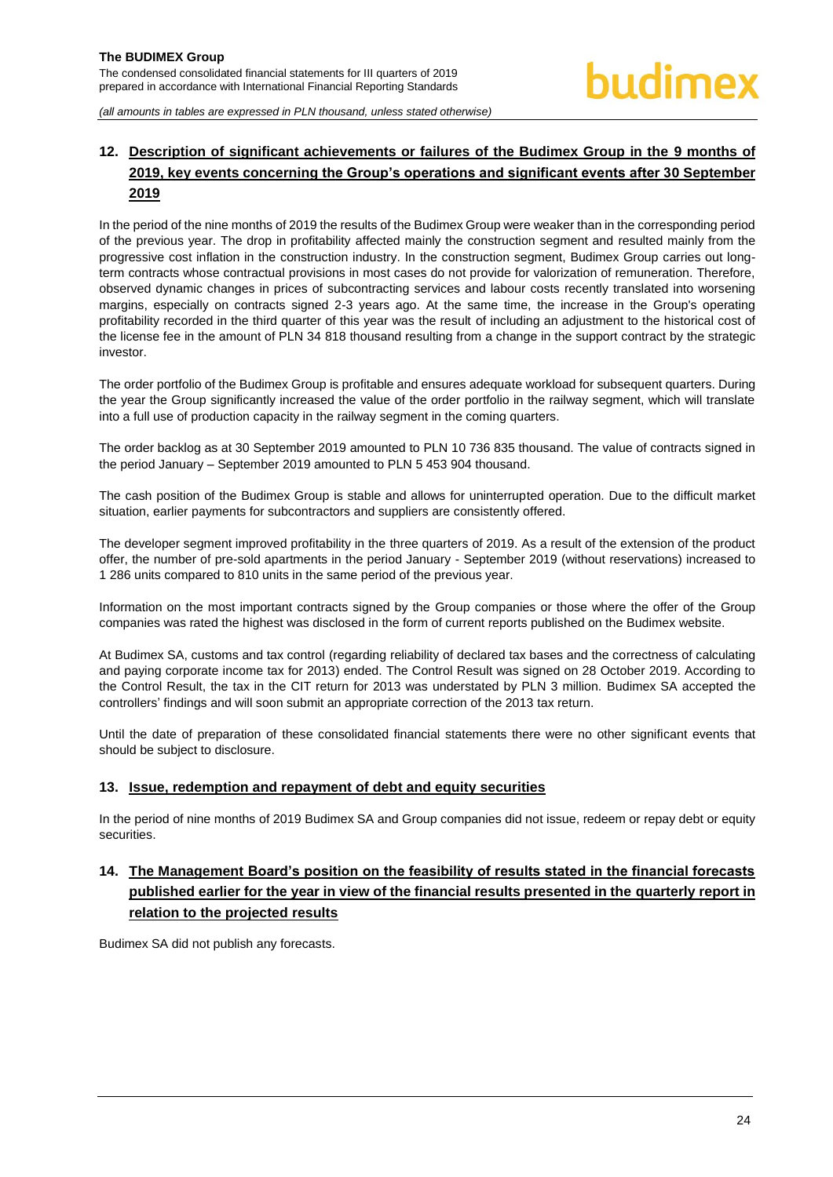## 12. Description of significant achievements or failures of the Budimex Group in the 9 months of 2019, key events concerning the Group's operations and significant events after 30 September 2019

In the period of the nine months of 2019 the results of the Budimex Group were weaker than in the corresponding period of the previous year. The drop in profitability affected mainly the construction segment and resulted mainly from the progressive cost inflation in the construction industry. In the construction segment, Budimex Group carries out long-term contracts whose contractual provisions in most cases do not provide for valorization of remuneration. Therefore, observed dynamic changes in prices of subcontracting services and labour costs recently translated into worsening margins, especially on contracts signed 2-3 years ago. At the same time, the increase in the Group's operating profitability recorded in the third quarter of this year was the result of including an adjustment to the historical cost of the license fee in the amount of PLN 34 818 thousand resulting from a change in the support contract by the strategic investor.

The order portfolio of the Budimex Group is profitable and ensures adequate workload for subsequent quarters. During the year the Group significantly increased the value of the order portfolio in the railway segment, which will translate into a full use of production capacity in the railway segment in the coming quarters.

The order backlog as at 30 September 2019 amounted to PLN 10 736 835 thousand. The value of contracts signed in the period January – September 2019 amounted to PLN 5 453 904 thousand.

The cash position of the Budimex Group is stable and allows for uninterrupted operation. Due to the difficult market situation, earlier payments for subcontractors and suppliers are consistently offered.

The developer segment improved profitability in the three quarters of 2019. As a result of the extension of the product offer, the number of pre-sold apartments in the period January - September 2019 (without reservations) increased to 1 286 units compared to 810 units in the same period of the previous year.

Information on the most important contracts signed by the Group companies or those where the offer of the Group companies was rated the highest was disclosed in the form of current reports published on the Budimex website.

At Budimex SA, customs and tax control (regarding reliability of declared tax bases and the correctness of calculating and paying corporate income tax for 2013) ended. The Control Result was signed on 28 October 2019. According to the Control Result, the tax in the CIT return for 2013 was understated by PLN 3 million. Budimex SA accepted the controllers' findings and will soon submit an appropriate correction of the 2013 tax return.

Until the date of preparation of these consolidated financial statements there were no other significant events that should be subject to disclosure.

## 13. Issue, redemption and repayment of debt and equity securities

In the period of nine months of 2019 Budimex SA and Group companies did not issue, redeem or repay debt or equity securities.

## 14. The Management Board's position on the feasibility of results stated in the financial forecasts published earlier for the year in view of the financial results presented in the quarterly report in relation to the projected results

Budimex SA did not publish any forecasts.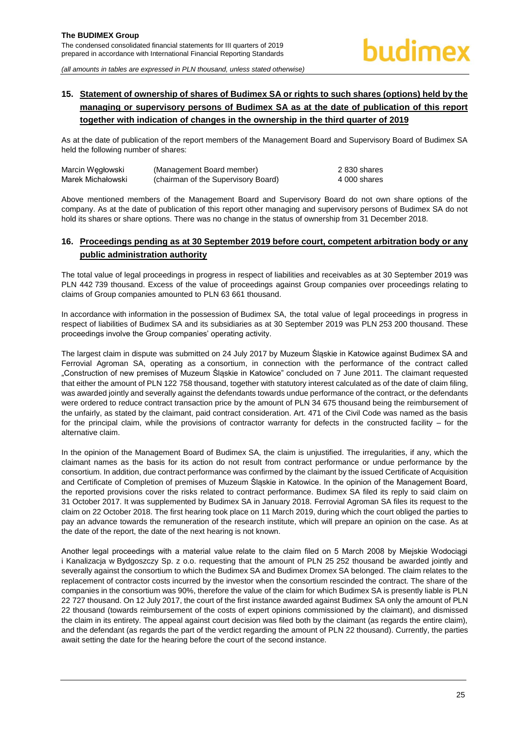## 15. Statement of ownership of shares of Budimex SA or rights to such shares (options) held by the managing or supervisory persons of Budimex SA as at the date of publication of this report together with indication of changes in the ownership in the third quarter of 2019

As at the date of publication of the report members of the Management Board and Supervisory Board of Budimex SA held the following number of shares:

| | | |
|---|---|---|
| Marcin Węgłowski | (Management Board member) | 2 830 shares |
| Marek Michałowski | (chairman of the Supervisory Board) | 4 000 shares |

Above mentioned members of the Management Board and Supervisory Board do not own share options of the company. As at the date of publication of this report other managing and supervisory persons of Budimex SA do not hold its shares or share options. There was no change in the status of ownership from 31 December 2018.

## 16. Proceedings pending as at 30 September 2019 before court, competent arbitration body or any public administration authority

The total value of legal proceedings in progress in respect of liabilities and receivables as at 30 September 2019 was PLN 442 739 thousand. Excess of the value of proceedings against Group companies over proceedings relating to claims of Group companies amounted to PLN 63 661 thousand.

In accordance with information in the possession of Budimex SA, the total value of legal proceedings in progress in respect of liabilities of Budimex SA and its subsidiaries as at 30 September 2019 was PLN 253 200 thousand. These proceedings involve the Group companies' operating activity.

The largest claim in dispute was submitted on 24 July 2017 by Muzeum Śląskie in Katowice against Budimex SA and Ferrovial Agroman SA, operating as a consortium, in connection with the performance of the contract called „Construction of new premises of Muzeum Śląskie in Katowice" concluded on 7 June 2011. The claimant requested that either the amount of PLN 122 758 thousand, together with statutory interest calculated as of the date of claim filing, was awarded jointly and severally against the defendants towards undue performance of the contract, or the defendants were ordered to reduce contract transaction price by the amount of PLN 34 675 thousand being the reimbursement of the unfairly, as stated by the claimant, paid contract consideration. Art. 471 of the Civil Code was named as the basis for the principal claim, while the provisions of contractor warranty for defects in the constructed facility – for the alternative claim.

In the opinion of the Management Board of Budimex SA, the claim is unjustified. The irregularities, if any, which the claimant names as the basis for its action do not result from contract performance or undue performance by the consortium. In addition, due contract performance was confirmed by the claimant by the issued Certificate of Acquisition and Certificate of Completion of premises of Muzeum Śląskie in Katowice. In the opinion of the Management Board, the reported provisions cover the risks related to contract performance. Budimex SA filed its reply to said claim on 31 October 2017. It was supplemented by Budimex SA in January 2018. Ferrovial Agroman SA files its request to the claim on 22 October 2018. The first hearing took place on 11 March 2019, during which the court obliged the parties to pay an advance towards the remuneration of the research institute, which will prepare an opinion on the case. As at the date of the report, the date of the next hearing is not known.

Another legal proceedings with a material value relate to the claim filed on 5 March 2008 by Miejskie Wodociągi i Kanalizacja w Bydgoszczy Sp. z o.o. requesting that the amount of PLN 25 252 thousand be awarded jointly and severally against the consortium to which the Budimex SA and Budimex Dromex SA belonged. The claim relates to the replacement of contractor costs incurred by the investor when the consortium rescinded the contract. The share of the companies in the consortium was 90%, therefore the value of the claim for which Budimex SA is presently liable is PLN 22 727 thousand. On 12 July 2017, the court of the first instance awarded against Budimex SA only the amount of PLN 22 thousand (towards reimbursement of the costs of expert opinions commissioned by the claimant), and dismissed the claim in its entirety. The appeal against court decision was filed both by the claimant (as regards the entire claim), and the defendant (as regards the part of the verdict regarding the amount of PLN 22 thousand). Currently, the parties await setting the date for the hearing before the court of the second instance.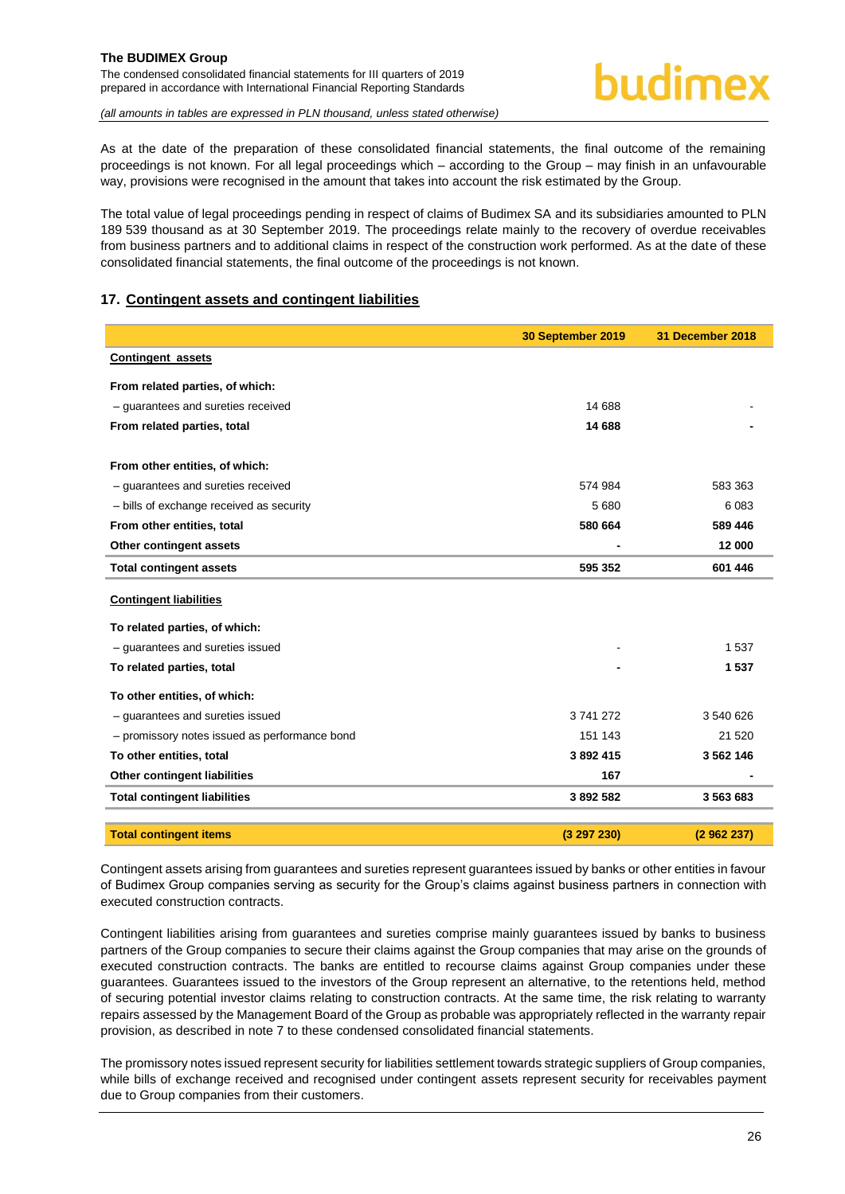As at the date of the preparation of these consolidated financial statements, the final outcome of the remaining proceedings is not known. For all legal proceedings which – according to the Group – may finish in an unfavourable way, provisions were recognised in the amount that takes into account the risk estimated by the Group.

The total value of legal proceedings pending in respect of claims of Budimex SA and its subsidiaries amounted to PLN 189 539 thousand as at 30 September 2019. The proceedings relate mainly to the recovery of overdue receivables from business partners and to additional claims in respect of the construction work performed. As at the date of these consolidated financial statements, the final outcome of the proceedings is not known.

## 17. Contingent assets and contingent liabilities

| | 30 September 2019 | 31 December 2018 |
|---|---|---|
| **Contingent assets** | | |
| **From related parties, of which:** | | |
| – guarantees and sureties received | 14 688 | - |
| **From related parties, total** | **14 688** | **-** |
| **From other entities, of which:** | | |
| – guarantees and sureties received | 574 984 | 583 363 |
| – bills of exchange received as security | 5 680 | 6 083 |
| **From other entities, total** | **580 664** | **589 446** |
| **Other contingent assets** | **-** | **12 000** |
| **Total contingent assets** | **595 352** | **601 446** |
| **Contingent liabilities** | | |
| **To related parties, of which:** | | |
| – guarantees and sureties issued | - | 1 537 |
| **To related parties, total** | **-** | **1 537** |
| **To other entities, of which:** | | |
| – guarantees and sureties issued | 3 741 272 | 3 540 626 |
| – promissory notes issued as performance bond | 151 143 | 21 520 |
| **To other entities, total** | **3 892 415** | **3 562 146** |
| **Other contingent liabilities** | **167** | **-** |
| **Total contingent liabilities** | **3 892 582** | **3 563 683** |
| **Total contingent items** | **(3 297 230)** | **(2 962 237)** |

Contingent assets arising from guarantees and sureties represent guarantees issued by banks or other entities in favour of Budimex Group companies serving as security for the Group's claims against business partners in connection with executed construction contracts.

Contingent liabilities arising from guarantees and sureties comprise mainly guarantees issued by banks to business partners of the Group companies to secure their claims against the Group companies that may arise on the grounds of executed construction contracts. The banks are entitled to recourse claims against Group companies under these guarantees. Guarantees issued to the investors of the Group represent an alternative, to the retentions held, method of securing potential investor claims relating to construction contracts. At the same time, the risk relating to warranty repairs assessed by the Management Board of the Group as probable was appropriately reflected in the warranty repair provision, as described in note 7 to these condensed consolidated financial statements.

The promissory notes issued represent security for liabilities settlement towards strategic suppliers of Group companies, while bills of exchange received and recognised under contingent assets represent security for receivables payment due to Group companies from their customers.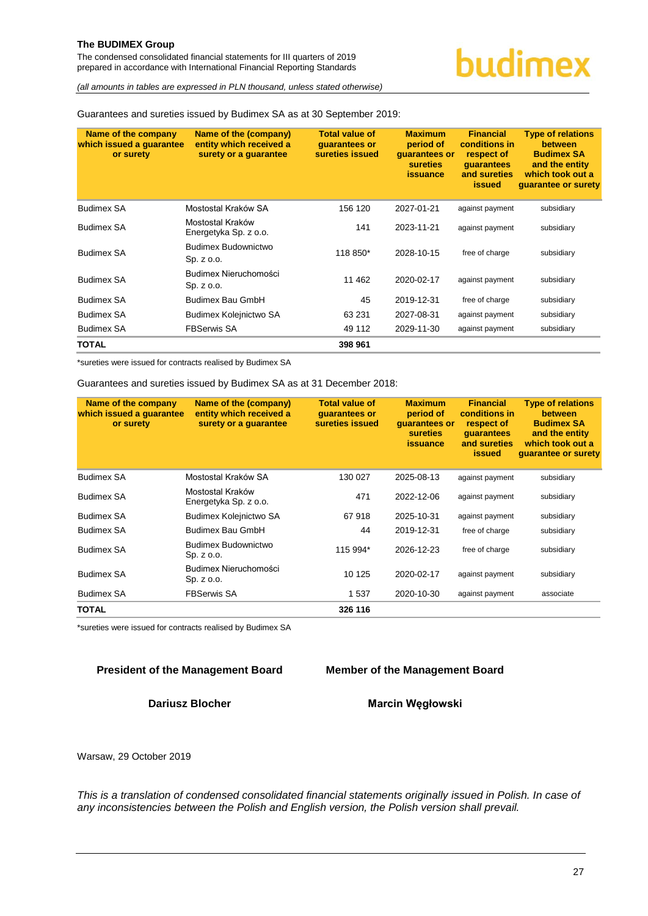Guarantees and sureties issued by Budimex SA as at 30 September 2019:

| Name of the company which issued a guarantee or surety | Name of the (company) entity which received a surety or a guarantee | Total value of guarantees or sureties issued | Maximum period of guarantees or sureties issuance | Financial conditions in respect of guarantees and sureties issued | Type of relations between Budimex SA and the entity which took out a guarantee or surety |
|---|---|---|---|---|---|
| Budimex SA | Mostostal Kraków SA | 156 120 | 2027-01-21 | against payment | subsidiary |
| Budimex SA | Mostostal Kraków Energetyka Sp. z o.o. | 141 | 2023-11-21 | against payment | subsidiary |
| Budimex SA | Budimex Budownictwo Sp. z o.o. | 118 850* | 2028-10-15 | free of charge | subsidiary |
| Budimex SA | Budimex Nieruchomości Sp. z o.o. | 11 462 | 2020-02-17 | against payment | subsidiary |
| Budimex SA | Budimex Bau GmbH | 45 | 2019-12-31 | free of charge | subsidiary |
| Budimex SA | Budimex Kolejnictwo SA | 63 231 | 2027-08-31 | against payment | subsidiary |
| Budimex SA | FBSerwis SA | 49 112 | 2029-11-30 | against payment | subsidiary |
| **TOTAL** | | **398 961** | | | |

*sureties were issued for contracts realised by Budimex SA

Guarantees and sureties issued by Budimex SA as at 31 December 2018:

| Name of the company which issued a guarantee or surety | Name of the (company) entity which received a surety or a guarantee | Total value of guarantees or sureties issued | Maximum period of guarantees or sureties issuance | Financial conditions in respect of guarantees and sureties issued | Type of relations between Budimex SA and the entity which took out a guarantee or surety |
|---|---|---|---|---|---|
| Budimex SA | Mostostal Kraków SA | 130 027 | 2025-08-13 | against payment | subsidiary |
| Budimex SA | Mostostal Kraków Energetyka Sp. z o.o. | 471 | 2022-12-06 | against payment | subsidiary |
| Budimex SA | Budimex Kolejnictwo SA | 67 918 | 2025-10-31 | against payment | subsidiary |
| Budimex SA | Budimex Bau GmbH | 44 | 2019-12-31 | free of charge | subsidiary |
| Budimex SA | Budimex Budownictwo Sp. z o.o. | 115 994* | 2026-12-23 | free of charge | subsidiary |
| Budimex SA | Budimex Nieruchomości Sp. z o.o. | 10 125 | 2020-02-17 | against payment | subsidiary |
| Budimex SA | FBSerwis SA | 1 537 | 2020-10-30 | against payment | associate |
| **TOTAL** | | **326 116** | | | |

*sureties were issued for contracts realised by Budimex SA

**President of the Management Board**

**Dariusz Blocher**

**Member of the Management Board**

**Marcin Węgłowski**

Warsaw, 29 October 2019

*This is a translation of condensed consolidated financial statements originally issued in Polish. In case of any inconsistencies between the Polish and English version, the Polish version shall prevail.*